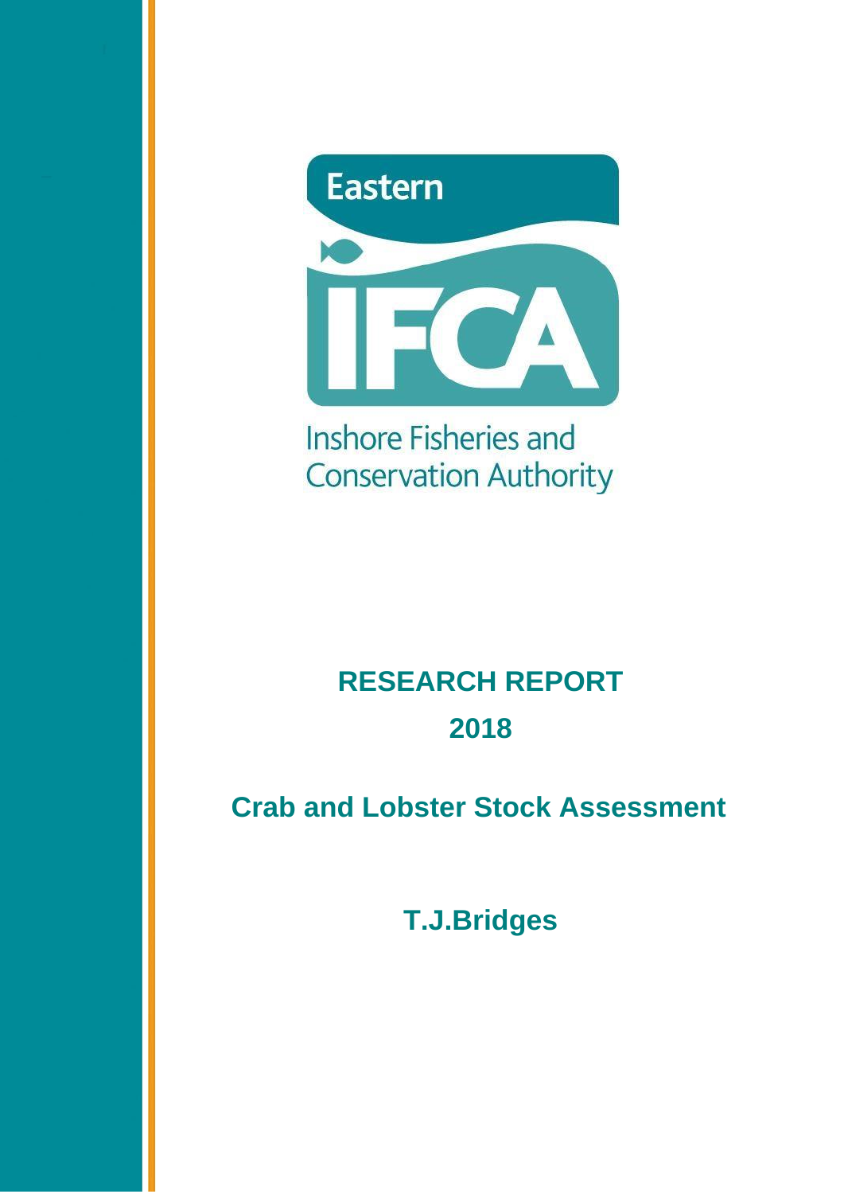Eastern

IFCA

Inshore Fisheries and Conservation Authority

# RESEARCH REPORT

# 2018

## Crab and Lobster Stock Assessment

**T.J.Bridges**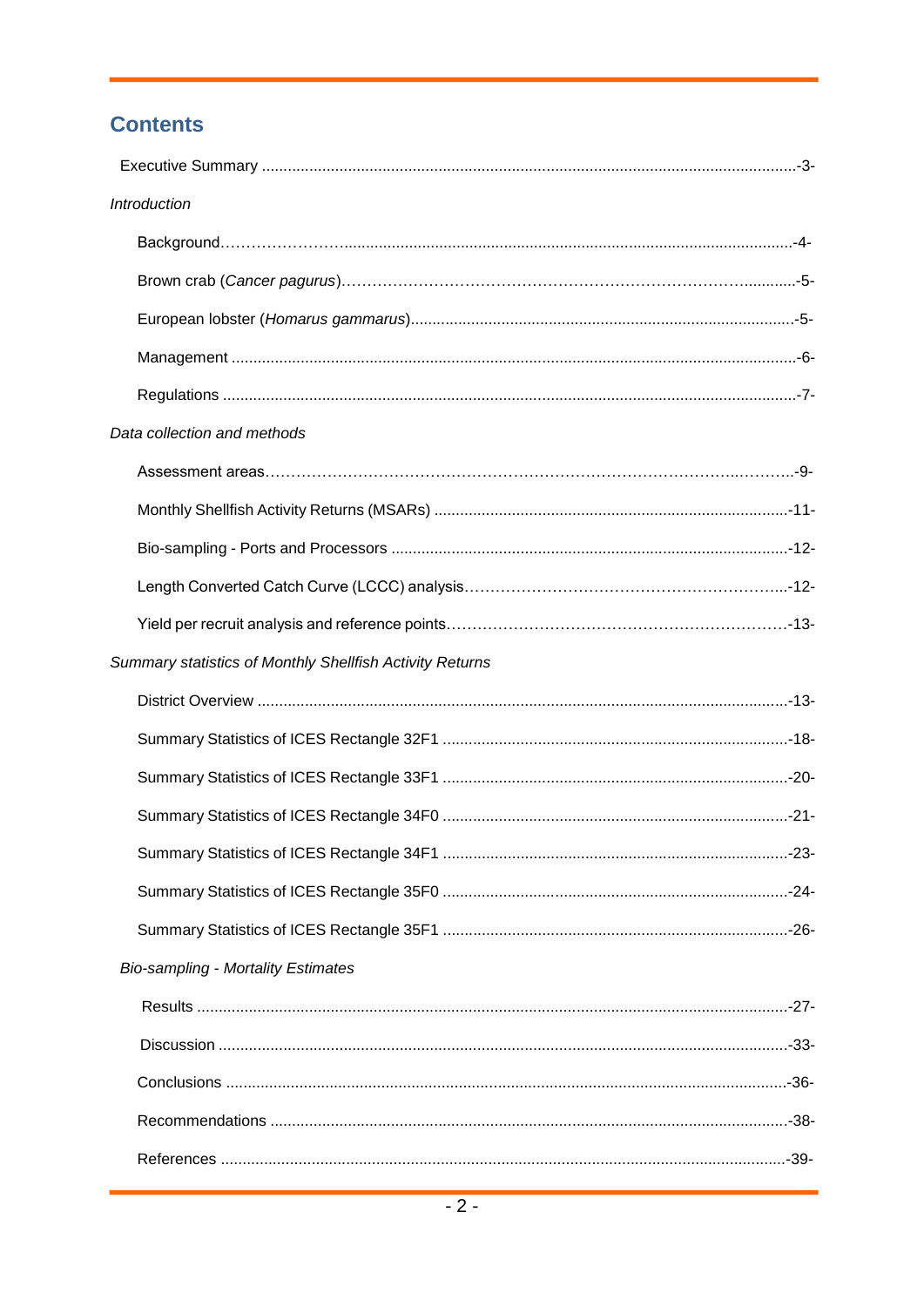# Contents

Executive Summary ...........................................................................................................-3-

*Introduction*

Background........................................................................................................................-4-

Brown crab (*Cancer pagurus*)...........................................................................................-5-

European lobster (*Homarus gammarus*).........................................................................-5-

Management ......................................................................................................................-6-

Regulations .........................................................................................................................-7-

*Data collection and methods*

Assessment areas...............................................................................................................-9-

Monthly Shellfish Activity Returns (MSARs) ...................................................................-11-

Bio-sampling - Ports and Processors ...............................................................................-12-

Length Converted Catch Curve (LCCC) analysis.............................................................-12-

Yield per recruit analysis and reference points................................................................-13-

*Summary statistics of Monthly Shellfish Activity Returns*

District Overview ...............................................................................................................-13-

Summary Statistics of ICES Rectangle 32F1 ....................................................................-18-

Summary Statistics of ICES Rectangle 33F1 ....................................................................-20-

Summary Statistics of ICES Rectangle 34F0 ....................................................................-21-

Summary Statistics of ICES Rectangle 34F1 ....................................................................-23-

Summary Statistics of ICES Rectangle 35F0 ....................................................................-24-

Summary Statistics of ICES Rectangle 35F1 ....................................................................-26-

*Bio-sampling - Mortality Estimates*

Results ...............................................................................................................................-27-

Discussion .........................................................................................................................-33-

Conclusions .......................................................................................................................-36-

Recommendations .............................................................................................................-38-

References .........................................................................................................................-39-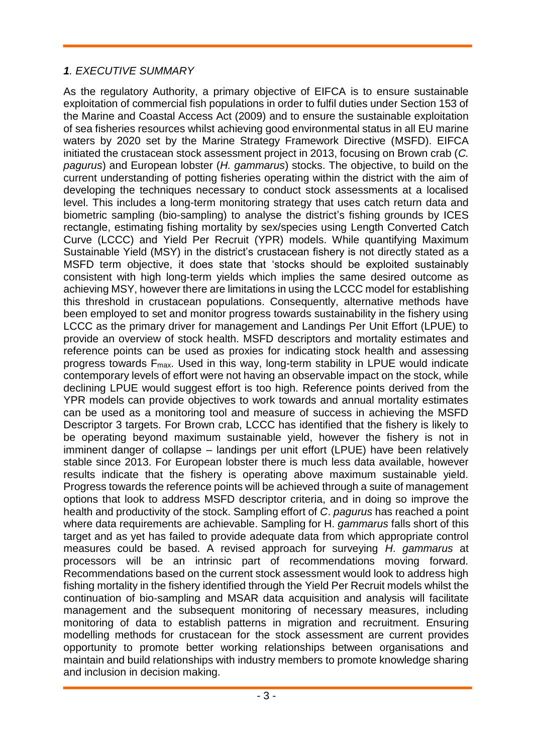## *1. EXECUTIVE SUMMARY*

As the regulatory Authority, a primary objective of EIFCA is to ensure sustainable exploitation of commercial fish populations in order to fulfil duties under Section 153 of the Marine and Coastal Access Act (2009) and to ensure the sustainable exploitation of sea fisheries resources whilst achieving good environmental status in all EU marine waters by 2020 set by the Marine Strategy Framework Directive (MSFD). EIFCA initiated the crustacean stock assessment project in 2013, focusing on Brown crab (*C. pagurus*) and European lobster (*H. gammarus*) stocks. The objective, to build on the current understanding of potting fisheries operating within the district with the aim of developing the techniques necessary to conduct stock assessments at a localised level. This includes a long-term monitoring strategy that uses catch return data and biometric sampling (bio-sampling) to analyse the district's fishing grounds by ICES rectangle, estimating fishing mortality by sex/species using Length Converted Catch Curve (LCCC) and Yield Per Recruit (YPR) models. While quantifying Maximum Sustainable Yield (MSY) in the district's crustacean fishery is not directly stated as a MSFD term objective, it does state that 'stocks should be exploited sustainably consistent with high long-term yields which implies the same desired outcome as achieving MSY, however there are limitations in using the LCCC model for establishing this threshold in crustacean populations. Consequently, alternative methods have been employed to set and monitor progress towards sustainability in the fishery using LCCC as the primary driver for management and Landings Per Unit Effort (LPUE) to provide an overview of stock health. MSFD descriptors and mortality estimates and reference points can be used as proxies for indicating stock health and assessing progress towards $F_{max}$. Used in this way, long-term stability in LPUE would indicate contemporary levels of effort were not having an observable impact on the stock, while declining LPUE would suggest effort is too high. Reference points derived from the YPR models can provide objectives to work towards and annual mortality estimates can be used as a monitoring tool and measure of success in achieving the MSFD Descriptor 3 targets. For Brown crab, LCCC has identified that the fishery is likely to be operating beyond maximum sustainable yield, however the fishery is not in imminent danger of collapse – landings per unit effort (LPUE) have been relatively stable since 2013. For European lobster there is much less data available, however results indicate that the fishery is operating above maximum sustainable yield. Progress towards the reference points will be achieved through a suite of management options that look to address MSFD descriptor criteria, and in doing so improve the health and productivity of the stock. Sampling effort of *C*. *pagurus* has reached a point where data requirements are achievable. Sampling for H. *gammarus* falls short of this target and as yet has failed to provide adequate data from which appropriate control measures could be based. A revised approach for surveying *H*. *gammarus* at processors will be an intrinsic part of recommendations moving forward. Recommendations based on the current stock assessment would look to address high fishing mortality in the fishery identified through the Yield Per Recruit models whilst the continuation of bio-sampling and MSAR data acquisition and analysis will facilitate management and the subsequent monitoring of necessary measures, including monitoring of data to establish patterns in migration and recruitment. Ensuring modelling methods for crustacean for the stock assessment are current provides opportunity to promote better working relationships between organisations and maintain and build relationships with industry members to promote knowledge sharing and inclusion in decision making.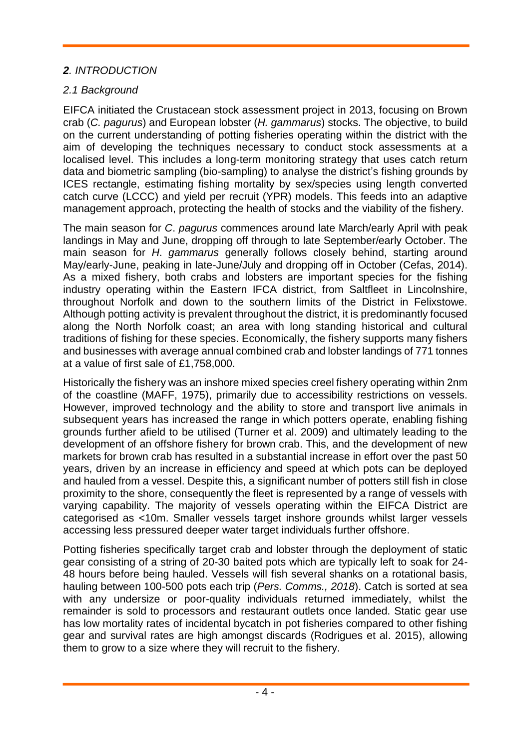## *2. INTRODUCTION*

### *2.1 Background*

EIFCA initiated the Crustacean stock assessment project in 2013, focusing on Brown crab (*C. pagurus*) and European lobster (*H. gammarus*) stocks. The objective, to build on the current understanding of potting fisheries operating within the district with the aim of developing the techniques necessary to conduct stock assessments at a localised level. This includes a long-term monitoring strategy that uses catch return data and biometric sampling (bio-sampling) to analyse the district's fishing grounds by ICES rectangle, estimating fishing mortality by sex/species using length converted catch curve (LCCC) and yield per recruit (YPR) models. This feeds into an adaptive management approach, protecting the health of stocks and the viability of the fishery.

The main season for *C. pagurus* commences around late March/early April with peak landings in May and June, dropping off through to late September/early October. The main season for *H. gammarus* generally follows closely behind, starting around May/early-June, peaking in late-June/July and dropping off in October (Cefas, 2014). As a mixed fishery, both crabs and lobsters are important species for the fishing industry operating within the Eastern IFCA district, from Saltfleet in Lincolnshire, throughout Norfolk and down to the southern limits of the District in Felixstowe. Although potting activity is prevalent throughout the district, it is predominantly focused along the North Norfolk coast; an area with long standing historical and cultural traditions of fishing for these species. Economically, the fishery supports many fishers and businesses with average annual combined crab and lobster landings of 771 tonnes at a value of first sale of £1,758,000.

Historically the fishery was an inshore mixed species creel fishery operating within 2nm of the coastline (MAFF, 1975), primarily due to accessibility restrictions on vessels. However, improved technology and the ability to store and transport live animals in subsequent years has increased the range in which potters operate, enabling fishing grounds further afield to be utilised (Turner et al. 2009) and ultimately leading to the development of an offshore fishery for brown crab. This, and the development of new markets for brown crab has resulted in a substantial increase in effort over the past 50 years, driven by an increase in efficiency and speed at which pots can be deployed and hauled from a vessel. Despite this, a significant number of potters still fish in close proximity to the shore, consequently the fleet is represented by a range of vessels with varying capability. The majority of vessels operating within the EIFCA District are categorised as <10m. Smaller vessels target inshore grounds whilst larger vessels accessing less pressured deeper water target individuals further offshore.

Potting fisheries specifically target crab and lobster through the deployment of static gear consisting of a string of 20-30 baited pots which are typically left to soak for 24-48 hours before being hauled. Vessels will fish several shanks on a rotational basis, hauling between 100-500 pots each trip (*Pers. Comms., 2018*). Catch is sorted at sea with any undersize or poor-quality individuals returned immediately, whilst the remainder is sold to processors and restaurant outlets once landed. Static gear use has low mortality rates of incidental bycatch in pot fisheries compared to other fishing gear and survival rates are high amongst discards (Rodrigues et al. 2015), allowing them to grow to a size where they will recruit to the fishery.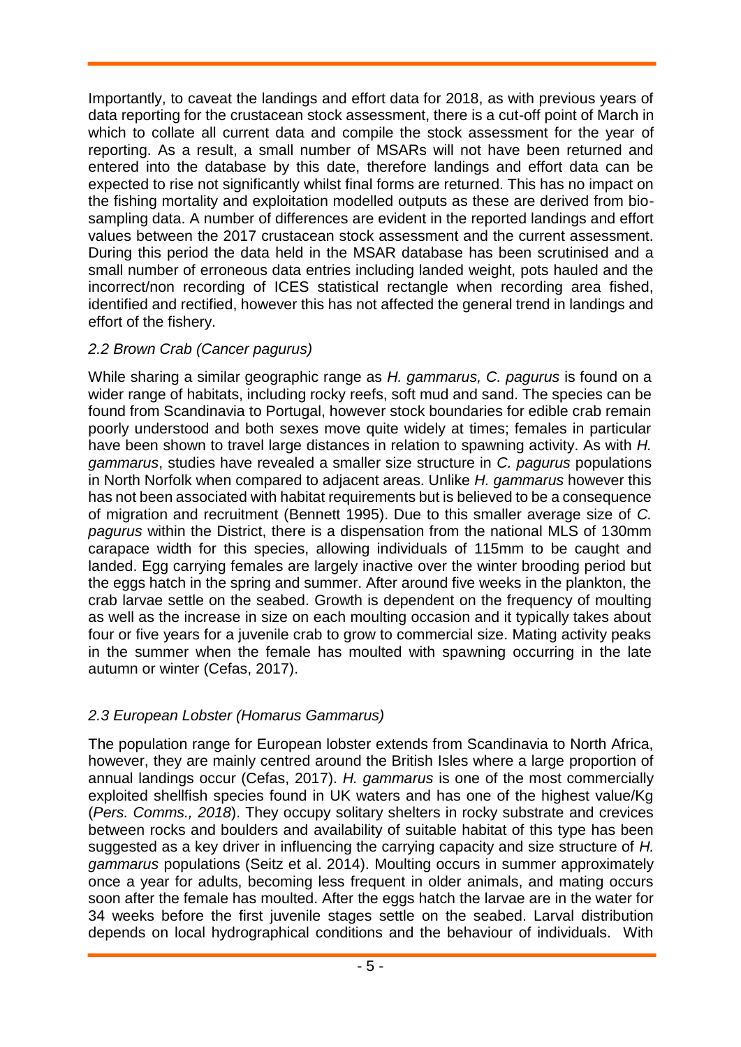Importantly, to caveat the landings and effort data for 2018, as with previous years of data reporting for the crustacean stock assessment, there is a cut-off point of March in which to collate all current data and compile the stock assessment for the year of reporting. As a result, a small number of MSARs will not have been returned and entered into the database by this date, therefore landings and effort data can be expected to rise not significantly whilst final forms are returned. This has no impact on the fishing mortality and exploitation modelled outputs as these are derived from bio-sampling data. A number of differences are evident in the reported landings and effort values between the 2017 crustacean stock assessment and the current assessment. During this period the data held in the MSAR database has been scrutinised and a small number of erroneous data entries including landed weight, pots hauled and the incorrect/non recording of ICES statistical rectangle when recording area fished, identified and rectified, however this has not affected the general trend in landings and effort of the fishery.

### *2.2 Brown Crab (Cancer pagurus)*

While sharing a similar geographic range as *H. gammarus, C. pagurus* is found on a wider range of habitats, including rocky reefs, soft mud and sand. The species can be found from Scandinavia to Portugal, however stock boundaries for edible crab remain poorly understood and both sexes move quite widely at times; females in particular have been shown to travel large distances in relation to spawning activity. As with *H. gammarus*, studies have revealed a smaller size structure in *C. pagurus* populations in North Norfolk when compared to adjacent areas. Unlike *H. gammarus* however this has not been associated with habitat requirements but is believed to be a consequence of migration and recruitment (Bennett 1995). Due to this smaller average size of *C. pagurus* within the District, there is a dispensation from the national MLS of 130mm carapace width for this species, allowing individuals of 115mm to be caught and landed. Egg carrying females are largely inactive over the winter brooding period but the eggs hatch in the spring and summer. After around five weeks in the plankton, the crab larvae settle on the seabed. Growth is dependent on the frequency of moulting as well as the increase in size on each moulting occasion and it typically takes about four or five years for a juvenile crab to grow to commercial size. Mating activity peaks in the summer when the female has moulted with spawning occurring in the late autumn or winter (Cefas, 2017).

### *2.3 European Lobster (Homarus Gammarus)*

The population range for European lobster extends from Scandinavia to North Africa, however, they are mainly centred around the British Isles where a large proportion of annual landings occur (Cefas, 2017). *H. gammarus* is one of the most commercially exploited shellfish species found in UK waters and has one of the highest value/Kg (*Pers. Comms., 2018*). They occupy solitary shelters in rocky substrate and crevices between rocks and boulders and availability of suitable habitat of this type has been suggested as a key driver in influencing the carrying capacity and size structure of *H. gammarus* populations (Seitz et al. 2014). Moulting occurs in summer approximately once a year for adults, becoming less frequent in older animals, and mating occurs soon after the female has moulted. After the eggs hatch the larvae are in the water for 34 weeks before the first juvenile stages settle on the seabed. Larval distribution depends on local hydrographical conditions and the behaviour of individuals. With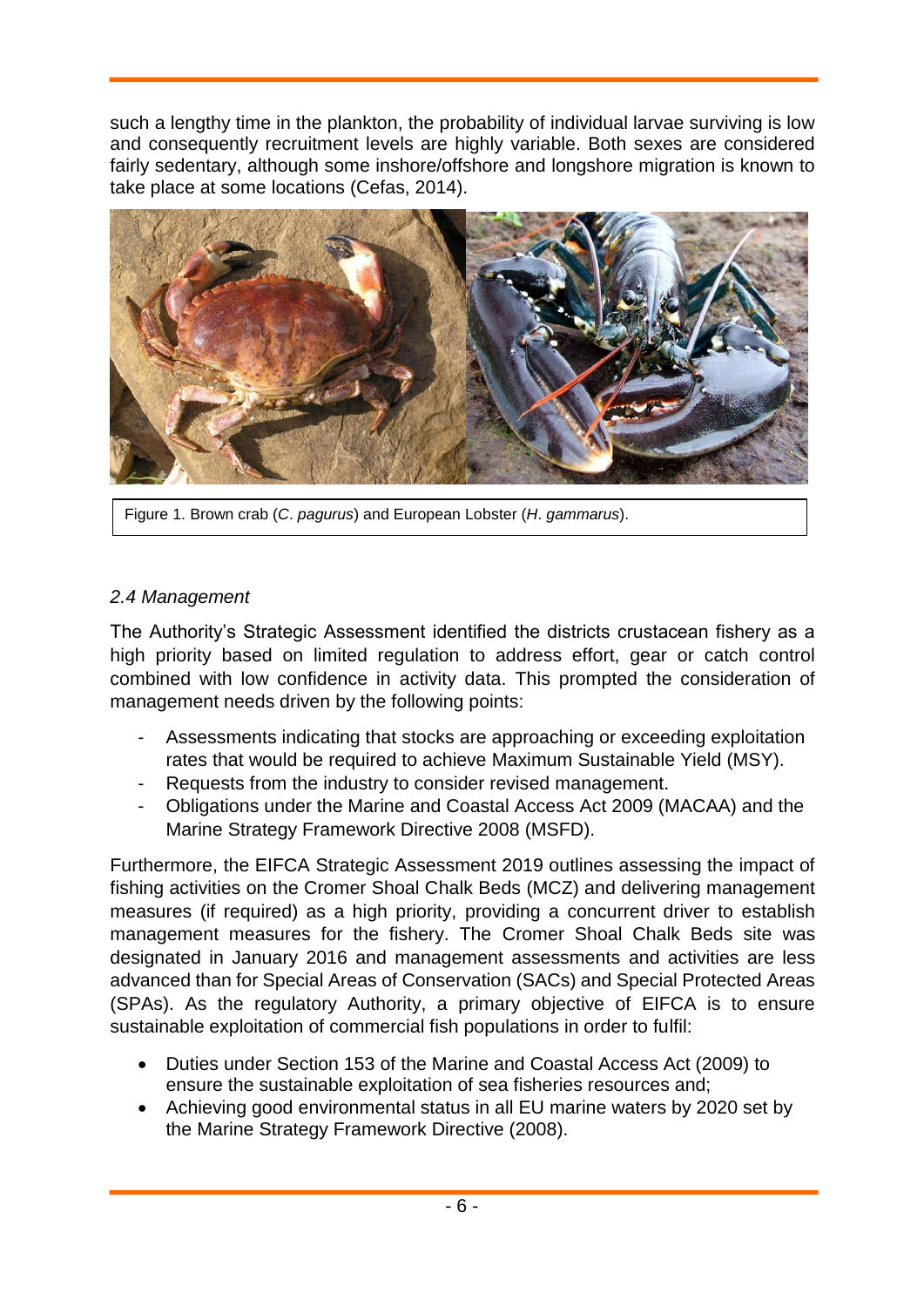such a lengthy time in the plankton, the probability of individual larvae surviving is low and consequently recruitment levels are highly variable. Both sexes are considered fairly sedentary, although some inshore/offshore and longshore migration is known to take place at some locations (Cefas, 2014).

Figure 1. Brown crab (*C. pagurus*) and European Lobster (*H. gammarus*).

### *2.4 Management*

The Authority's Strategic Assessment identified the districts crustacean fishery as a high priority based on limited regulation to address effort, gear or catch control combined with low confidence in activity data. This prompted the consideration of management needs driven by the following points:

- Assessments indicating that stocks are approaching or exceeding exploitation rates that would be required to achieve Maximum Sustainable Yield (MSY).
- Requests from the industry to consider revised management.
- Obligations under the Marine and Coastal Access Act 2009 (MACAA) and the Marine Strategy Framework Directive 2008 (MSFD).

Furthermore, the EIFCA Strategic Assessment 2019 outlines assessing the impact of fishing activities on the Cromer Shoal Chalk Beds (MCZ) and delivering management measures (if required) as a high priority, providing a concurrent driver to establish management measures for the fishery. The Cromer Shoal Chalk Beds site was designated in January 2016 and management assessments and activities are less advanced than for Special Areas of Conservation (SACs) and Special Protected Areas (SPAs). As the regulatory Authority, a primary objective of EIFCA is to ensure sustainable exploitation of commercial fish populations in order to fulfil:

- Duties under Section 153 of the Marine and Coastal Access Act (2009) to ensure the sustainable exploitation of sea fisheries resources and;
- Achieving good environmental status in all EU marine waters by 2020 set by the Marine Strategy Framework Directive (2008).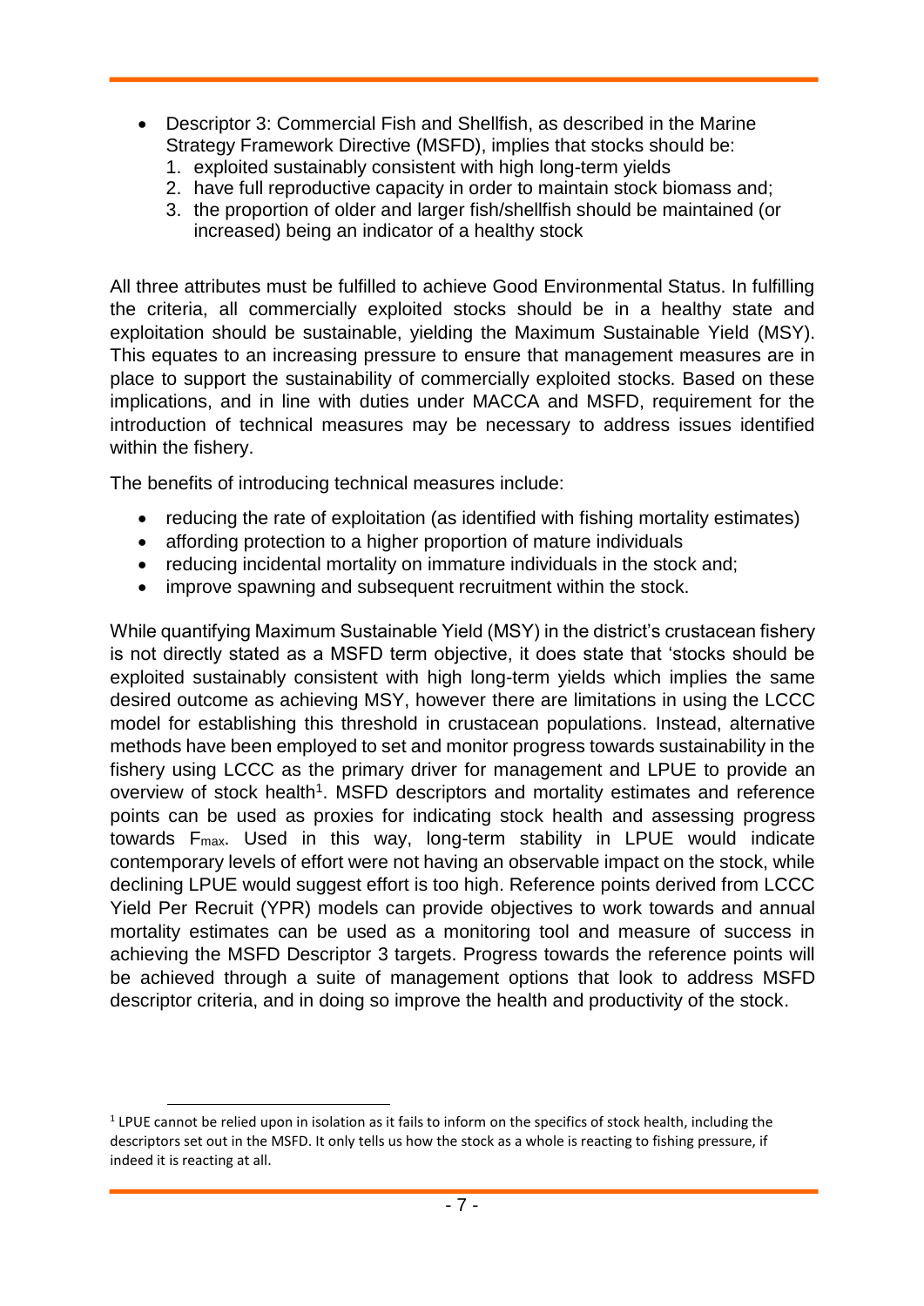- Descriptor 3: Commercial Fish and Shellfish, as described in the Marine Strategy Framework Directive (MSFD), implies that stocks should be:
  1. exploited sustainably consistent with high long-term yields
  2. have full reproductive capacity in order to maintain stock biomass and;
  3. the proportion of older and larger fish/shellfish should be maintained (or increased) being an indicator of a healthy stock

All three attributes must be fulfilled to achieve Good Environmental Status. In fulfilling the criteria, all commercially exploited stocks should be in a healthy state and exploitation should be sustainable, yielding the Maximum Sustainable Yield (MSY). This equates to an increasing pressure to ensure that management measures are in place to support the sustainability of commercially exploited stocks. Based on these implications, and in line with duties under MACCA and MSFD, requirement for the introduction of technical measures may be necessary to address issues identified within the fishery.

The benefits of introducing technical measures include:

- reducing the rate of exploitation (as identified with fishing mortality estimates)
- affording protection to a higher proportion of mature individuals
- reducing incidental mortality on immature individuals in the stock and;
- improve spawning and subsequent recruitment within the stock.

While quantifying Maximum Sustainable Yield (MSY) in the district's crustacean fishery is not directly stated as a MSFD term objective, it does state that 'stocks should be exploited sustainably consistent with high long-term yields which implies the same desired outcome as achieving MSY, however there are limitations in using the LCCC model for establishing this threshold in crustacean populations. Instead, alternative methods have been employed to set and monitor progress towards sustainability in the fishery using LCCC as the primary driver for management and LPUE to provide an overview of stock health[1]. MSFD descriptors and mortality estimates and reference points can be used as proxies for indicating stock health and assessing progress towards $F_{max}$. Used in this way, long-term stability in LPUE would indicate contemporary levels of effort were not having an observable impact on the stock, while declining LPUE would suggest effort is too high. Reference points derived from LCCC Yield Per Recruit (YPR) models can provide objectives to work towards and annual mortality estimates can be used as a monitoring tool and measure of success in achieving the MSFD Descriptor 3 targets. Progress towards the reference points will be achieved through a suite of management options that look to address MSFD descriptor criteria, and in doing so improve the health and productivity of the stock.

[1] LPUE cannot be relied upon in isolation as it fails to inform on the specifics of stock health, including the descriptors set out in the MSFD. It only tells us how the stock as a whole is reacting to fishing pressure, if indeed it is reacting at all.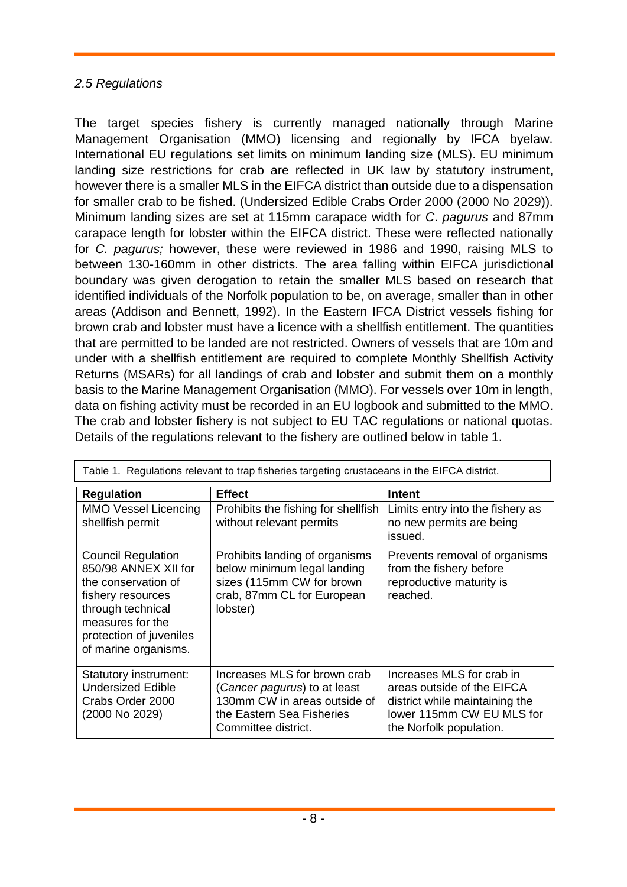*2.5 Regulations*

The target species fishery is currently managed nationally through Marine Management Organisation (MMO) licensing and regionally by IFCA byelaw. International EU regulations set limits on minimum landing size (MLS). EU minimum landing size restrictions for crab are reflected in UK law by statutory instrument, however there is a smaller MLS in the EIFCA district than outside due to a dispensation for smaller crab to be fished. (Undersized Edible Crabs Order 2000 (2000 No 2029)). Minimum landing sizes are set at 115mm carapace width for *C. pagurus* and 87mm carapace length for lobster within the EIFCA district. These were reflected nationally for *C. pagurus;* however, these were reviewed in 1986 and 1990, raising MLS to between 130-160mm in other districts. The area falling within EIFCA jurisdictional boundary was given derogation to retain the smaller MLS based on research that identified individuals of the Norfolk population to be, on average, smaller than in other areas (Addison and Bennett, 1992). In the Eastern IFCA District vessels fishing for brown crab and lobster must have a licence with a shellfish entitlement. The quantities that are permitted to be landed are not restricted. Owners of vessels that are 10m and under with a shellfish entitlement are required to complete Monthly Shellfish Activity Returns (MSARs) for all landings of crab and lobster and submit them on a monthly basis to the Marine Management Organisation (MMO). For vessels over 10m in length, data on fishing activity must be recorded in an EU logbook and submitted to the MMO. The crab and lobster fishery is not subject to EU TAC regulations or national quotas. Details of the regulations relevant to the fishery are outlined below in table 1.

Table 1. Regulations relevant to trap fisheries targeting crustaceans in the EIFCA district.

| Regulation | Effect | Intent |
|---|---|---|
| MMO Vessel Licencing shellfish permit | Prohibits the fishing for shellfish without relevant permits | Limits entry into the fishery as no new permits are being issued. |
| Council Regulation 850/98 ANNEX XII for the conservation of fishery resources through technical measures for the protection of juveniles of marine organisms. | Prohibits landing of organisms below minimum legal landing sizes (115mm CW for brown crab, 87mm CL for European lobster) | Prevents removal of organisms from the fishery before reproductive maturity is reached. |
| Statutory instrument: Undersized Edible Crabs Order 2000 (2000 No 2029) | Increases MLS for brown crab (*Cancer pagurus*) to at least 130mm CW in areas outside of the Eastern Sea Fisheries Committee district. | Increases MLS for crab in areas outside of the EIFCA district while maintaining the lower 115mm CW EU MLS for the Norfolk population. |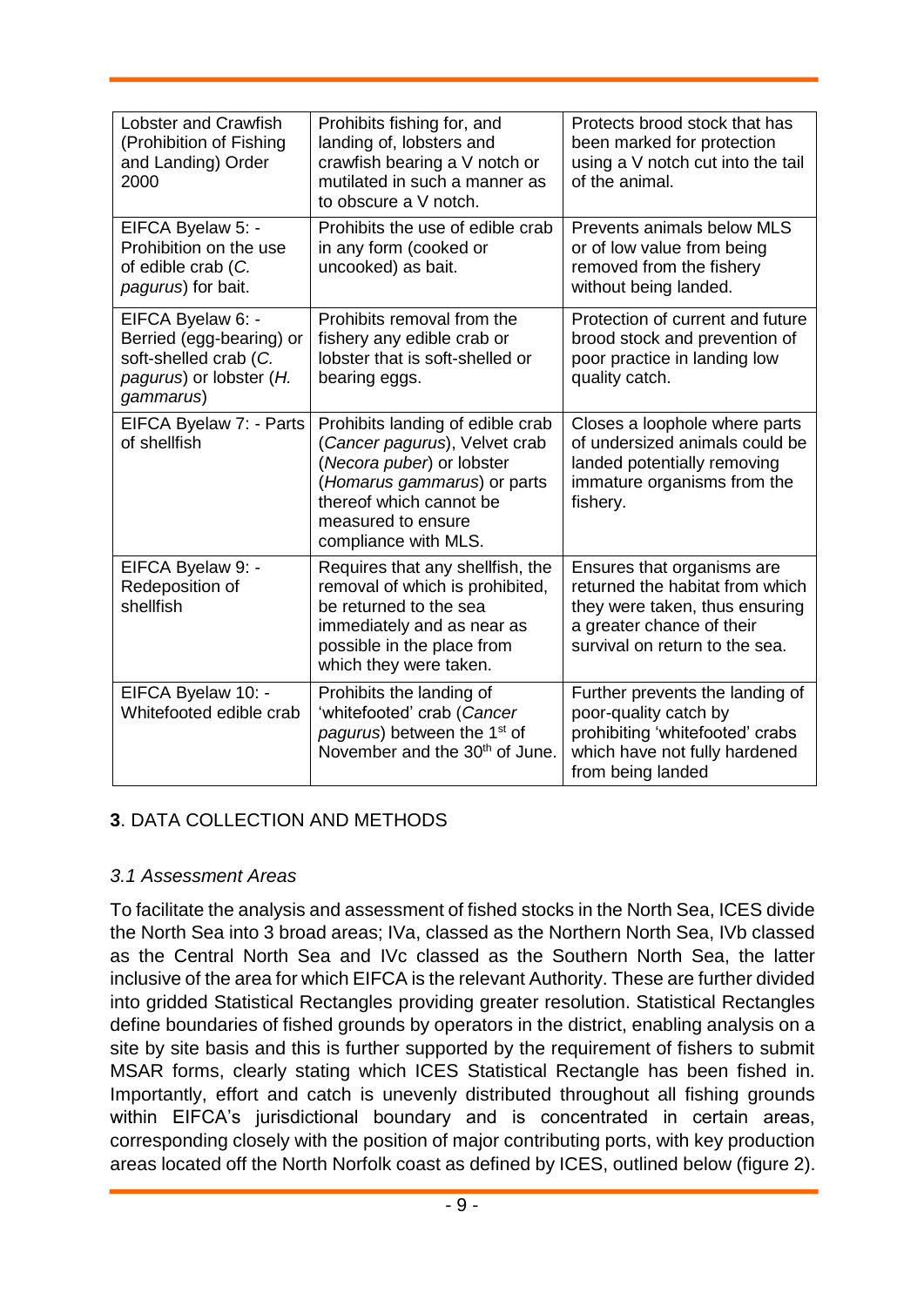| Lobster and Crawfish (Prohibition of Fishing and Landing) Order 2000 | Prohibits fishing for, and landing of, lobsters and crawfish bearing a V notch or mutilated in such a manner as to obscure a V notch. | Protects brood stock that has been marked for protection using a V notch cut into the tail of the animal. |
|---|---|---|
| EIFCA Byelaw 5: - Prohibition on the use of edible crab (*C. pagurus*) for bait. | Prohibits the use of edible crab in any form (cooked or uncooked) as bait. | Prevents animals below MLS or of low value from being removed from the fishery without being landed. |
| EIFCA Byelaw 6: - Berried (egg-bearing) or soft-shelled crab (*C. pagurus*) or lobster (*H. gammarus*) | Prohibits removal from the fishery any edible crab or lobster that is soft-shelled or bearing eggs. | Protection of current and future brood stock and prevention of poor practice in landing low quality catch. |
| EIFCA Byelaw 7: - Parts of shellfish | Prohibits landing of edible crab (*Cancer pagurus*), Velvet crab (*Necora puber*) or lobster (*Homarus gammarus*) or parts thereof which cannot be measured to ensure compliance with MLS. | Closes a loophole where parts of undersized animals could be landed potentially removing immature organisms from the fishery. |
| EIFCA Byelaw 9: - Redeposition of shellfish | Requires that any shellfish, the removal of which is prohibited, be returned to the sea immediately and as near as possible in the place from which they were taken. | Ensures that organisms are returned the habitat from which they were taken, thus ensuring a greater chance of their survival on return to the sea. |
| EIFCA Byelaw 10: - Whitefooted edible crab | Prohibits the landing of 'whitefooted' crab (*Cancer pagurus*) between the 1st of November and the 30th of June. | Further prevents the landing of poor-quality catch by prohibiting 'whitefooted' crabs which have not fully hardened from being landed |

## **3**. DATA COLLECTION AND METHODS

### *3.1 Assessment Areas*

To facilitate the analysis and assessment of fished stocks in the North Sea, ICES divide the North Sea into 3 broad areas; IVa, classed as the Northern North Sea, IVb classed as the Central North Sea and IVc classed as the Southern North Sea, the latter inclusive of the area for which EIFCA is the relevant Authority. These are further divided into gridded Statistical Rectangles providing greater resolution. Statistical Rectangles define boundaries of fished grounds by operators in the district, enabling analysis on a site by site basis and this is further supported by the requirement of fishers to submit MSAR forms, clearly stating which ICES Statistical Rectangle has been fished in. Importantly, effort and catch is unevenly distributed throughout all fishing grounds within EIFCA's jurisdictional boundary and is concentrated in certain areas, corresponding closely with the position of major contributing ports, with key production areas located off the North Norfolk coast as defined by ICES, outlined below (figure 2).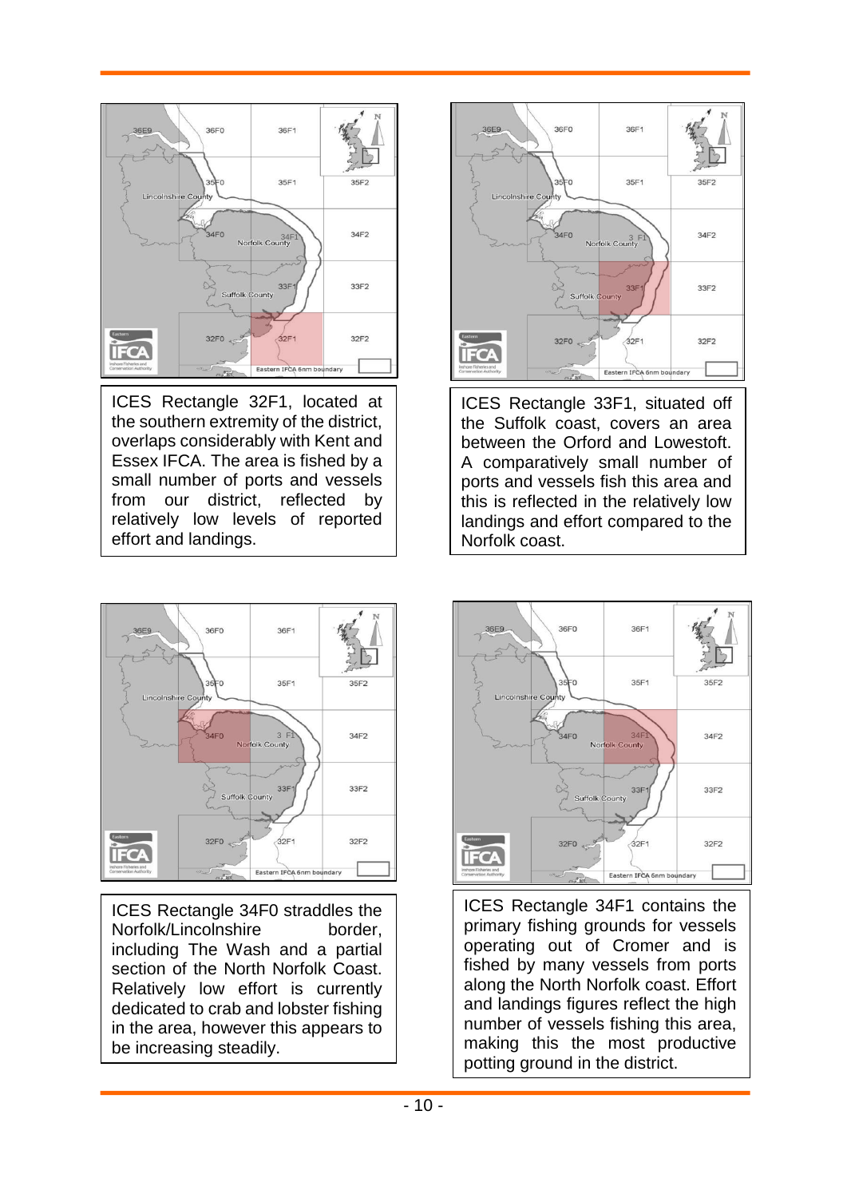ICES Rectangle 32F1, located at the southern extremity of the district, overlaps considerably with Kent and Essex IFCA. The area is fished by a small number of ports and vessels from our district, reflected by relatively low levels of reported effort and landings.

ICES Rectangle 33F1, situated off the Suffolk coast, covers an area between the Orford and Lowestoft. A comparatively small number of ports and vessels fish this area and this is reflected in the relatively low landings and effort compared to the Norfolk coast.

ICES Rectangle 34F0 straddles the Norfolk/Lincolnshire border, including The Wash and a partial section of the North Norfolk Coast. Relatively low effort is currently dedicated to crab and lobster fishing in the area, however this appears to be increasing steadily.

ICES Rectangle 34F1 contains the primary fishing grounds for vessels operating out of Cromer and is fished by many vessels from ports along the North Norfolk coast. Effort and landings figures reflect the high number of vessels fishing this area, making this the most productive potting ground in the district.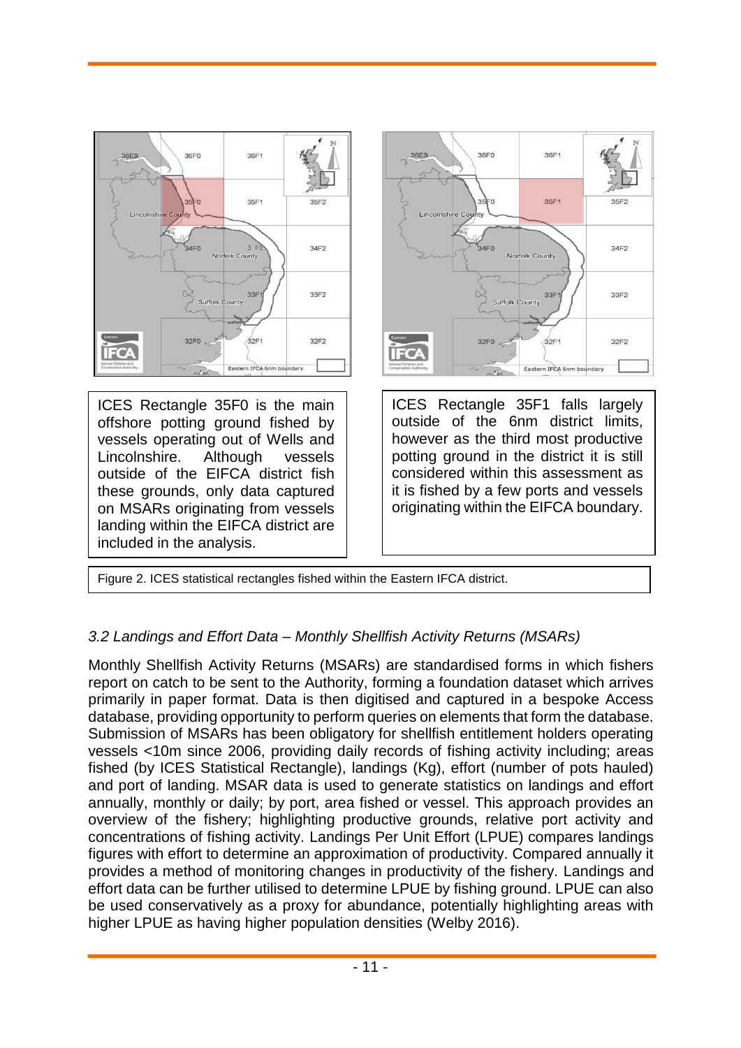ICES Rectangle 35F0 is the main offshore potting ground fished by vessels operating out of Wells and Lincolnshire. Although vessels outside of the EIFCA district fish these grounds, only data captured on MSARs originating from vessels landing within the EIFCA district are included in the analysis.

ICES Rectangle 35F1 falls largely outside of the 6nm district limits, however as the third most productive potting ground in the district it is still considered within this assessment as it is fished by a few ports and vessels originating within the EIFCA boundary.

Figure 2. ICES statistical rectangles fished within the Eastern IFCA district.

### *3.2 Landings and Effort Data – Monthly Shellfish Activity Returns (MSARs)*

Monthly Shellfish Activity Returns (MSARs) are standardised forms in which fishers report on catch to be sent to the Authority, forming a foundation dataset which arrives primarily in paper format. Data is then digitised and captured in a bespoke Access database, providing opportunity to perform queries on elements that form the database. Submission of MSARs has been obligatory for shellfish entitlement holders operating vessels <10m since 2006, providing daily records of fishing activity including; areas fished (by ICES Statistical Rectangle), landings (Kg), effort (number of pots hauled) and port of landing. MSAR data is used to generate statistics on landings and effort annually, monthly or daily; by port, area fished or vessel. This approach provides an overview of the fishery; highlighting productive grounds, relative port activity and concentrations of fishing activity. Landings Per Unit Effort (LPUE) compares landings figures with effort to determine an approximation of productivity. Compared annually it provides a method of monitoring changes in productivity of the fishery. Landings and effort data can be further utilised to determine LPUE by fishing ground. LPUE can also be used conservatively as a proxy for abundance, potentially highlighting areas with higher LPUE as having higher population densities (Welby 2016).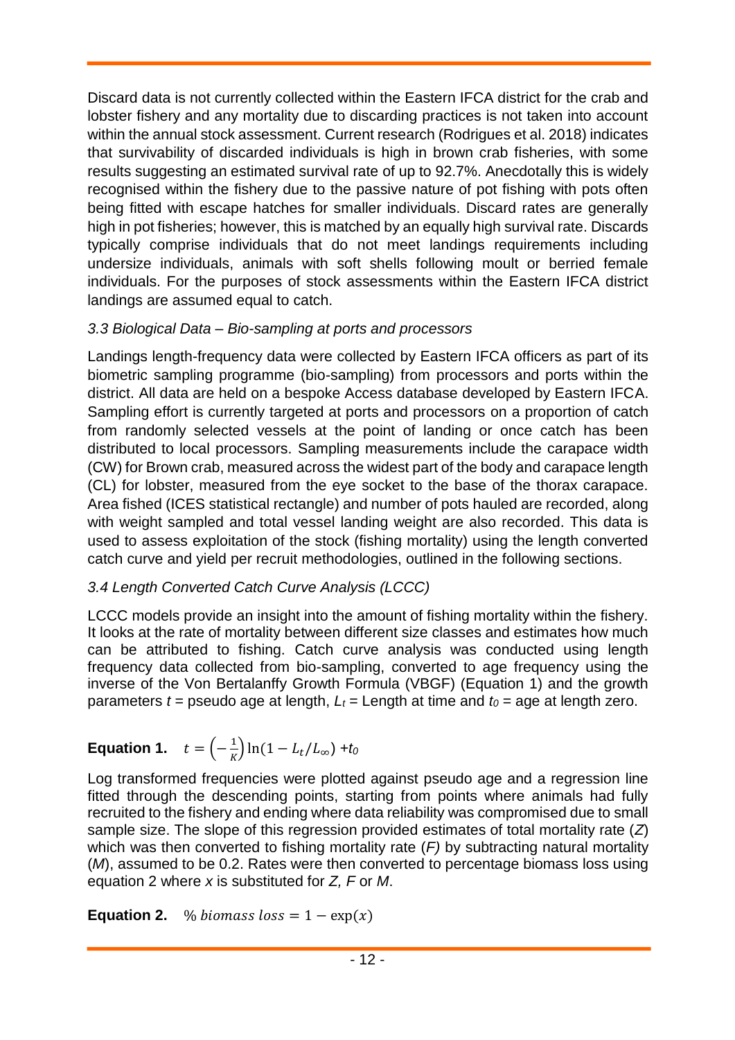Discard data is not currently collected within the Eastern IFCA district for the crab and lobster fishery and any mortality due to discarding practices is not taken into account within the annual stock assessment. Current research (Rodrigues et al. 2018) indicates that survivability of discarded individuals is high in brown crab fisheries, with some results suggesting an estimated survival rate of up to 92.7%. Anecdotally this is widely recognised within the fishery due to the passive nature of pot fishing with pots often being fitted with escape hatches for smaller individuals. Discard rates are generally high in pot fisheries; however, this is matched by an equally high survival rate. Discards typically comprise individuals that do not meet landings requirements including undersize individuals, animals with soft shells following moult or berried female individuals. For the purposes of stock assessments within the Eastern IFCA district landings are assumed equal to catch.

### *3.3 Biological Data – Bio-sampling at ports and processors*

Landings length-frequency data were collected by Eastern IFCA officers as part of its biometric sampling programme (bio-sampling) from processors and ports within the district. All data are held on a bespoke Access database developed by Eastern IFCA. Sampling effort is currently targeted at ports and processors on a proportion of catch from randomly selected vessels at the point of landing or once catch has been distributed to local processors. Sampling measurements include the carapace width (CW) for Brown crab, measured across the widest part of the body and carapace length (CL) for lobster, measured from the eye socket to the base of the thorax carapace. Area fished (ICES statistical rectangle) and number of pots hauled are recorded, along with weight sampled and total vessel landing weight are also recorded. This data is used to assess exploitation of the stock (fishing mortality) using the length converted catch curve and yield per recruit methodologies, outlined in the following sections.

### *3.4 Length Converted Catch Curve Analysis (LCCC)*

LCCC models provide an insight into the amount of fishing mortality within the fishery. It looks at the rate of mortality between different size classes and estimates how much can be attributed to fishing. Catch curve analysis was conducted using length frequency data collected from bio-sampling, converted to age frequency using the inverse of the Von Bertalanffy Growth Formula (VBGF) (Equation 1) and the growth parameters $t$ = pseudo age at length, $L_t$ = Length at time and $t_0$ = age at length zero.

**Equation 1.** $t = \left(-\frac{1}{K}\right)\ln(1 - L_t/L_\infty) + t_0$

Log transformed frequencies were plotted against pseudo age and a regression line fitted through the descending points, starting from points where animals had fully recruited to the fishery and ending where data reliability was compromised due to small sample size. The slope of this regression provided estimates of total mortality rate (*Z*) which was then converted to fishing mortality rate (*F)* by subtracting natural mortality (*M*), assumed to be 0.2. Rates were then converted to percentage biomass loss using equation 2 where *x* is substituted for *Z, F* or *M*.

**Equation 2.** $\%\ biomass\ loss = 1 - \exp(x)$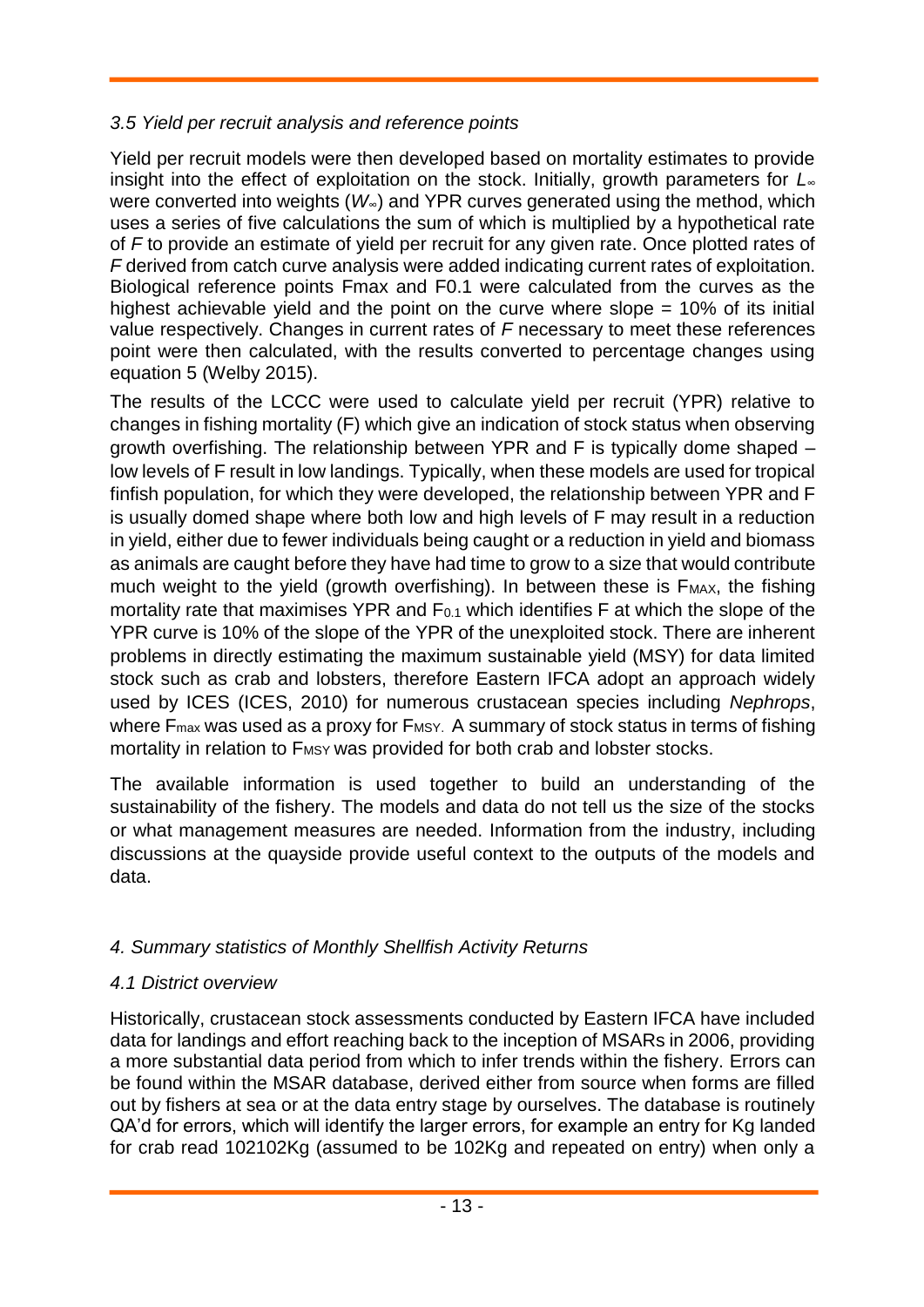### *3.5 Yield per recruit analysis and reference points*

Yield per recruit models were then developed based on mortality estimates to provide insight into the effect of exploitation on the stock. Initially, growth parameters for $L_\infty$ were converted into weights ($W_\infty$) and YPR curves generated using the method, which uses a series of five calculations the sum of which is multiplied by a hypothetical rate of *F* to provide an estimate of yield per recruit for any given rate. Once plotted rates of *F* derived from catch curve analysis were added indicating current rates of exploitation. Biological reference points Fmax and F0.1 were calculated from the curves as the highest achievable yield and the point on the curve where slope = 10% of its initial value respectively. Changes in current rates of *F* necessary to meet these references point were then calculated, with the results converted to percentage changes using equation 5 (Welby 2015).

The results of the LCCC were used to calculate yield per recruit (YPR) relative to changes in fishing mortality (F) which give an indication of stock status when observing growth overfishing. The relationship between YPR and F is typically dome shaped – low levels of F result in low landings. Typically, when these models are used for tropical finfish population, for which they were developed, the relationship between YPR and F is usually domed shape where both low and high levels of F may result in a reduction in yield, either due to fewer individuals being caught or a reduction in yield and biomass as animals are caught before they have had time to grow to a size that would contribute much weight to the yield (growth overfishing). In between these is $F_{MAX}$, the fishing mortality rate that maximises YPR and $F_{0.1}$ which identifies F at which the slope of the YPR curve is 10% of the slope of the YPR of the unexploited stock. There are inherent problems in directly estimating the maximum sustainable yield (MSY) for data limited stock such as crab and lobsters, therefore Eastern IFCA adopt an approach widely used by ICES (ICES, 2010) for numerous crustacean species including *Nephrops*, where $F_{max}$ was used as a proxy for $F_{MSY}$. A summary of stock status in terms of fishing mortality in relation to $F_{MSY}$ was provided for both crab and lobster stocks.

The available information is used together to build an understanding of the sustainability of the fishery. The models and data do not tell us the size of the stocks or what management measures are needed. Information from the industry, including discussions at the quayside provide useful context to the outputs of the models and data.

## *4. Summary statistics of Monthly Shellfish Activity Returns*

### *4.1 District overview*

Historically, crustacean stock assessments conducted by Eastern IFCA have included data for landings and effort reaching back to the inception of MSARs in 2006, providing a more substantial data period from which to infer trends within the fishery. Errors can be found within the MSAR database, derived either from source when forms are filled out by fishers at sea or at the data entry stage by ourselves. The database is routinely QA'd for errors, which will identify the larger errors, for example an entry for Kg landed for crab read 102102Kg (assumed to be 102Kg and repeated on entry) when only a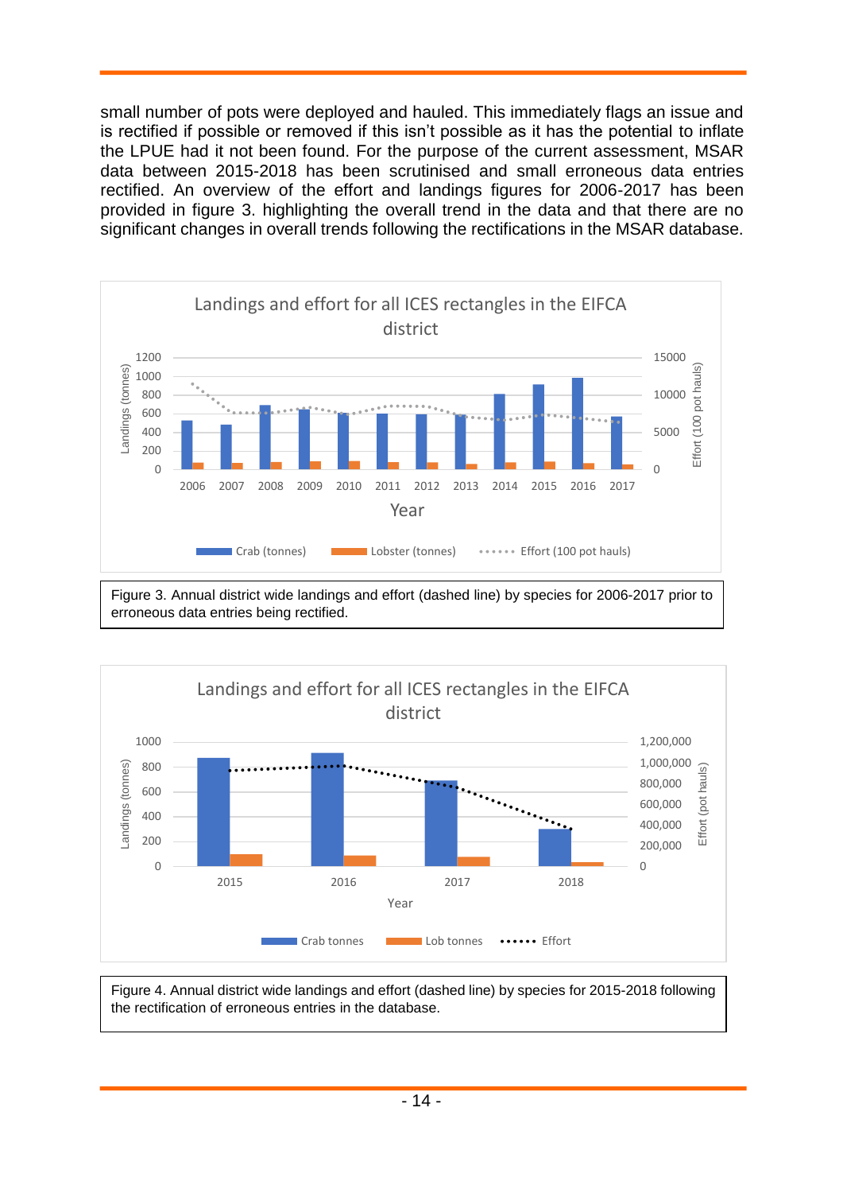small number of pots were deployed and hauled. This immediately flags an issue and is rectified if possible or removed if this isn't possible as it has the potential to inflate the LPUE had it not been found. For the purpose of the current assessment, MSAR data between 2015-2018 has been scrutinised and small erroneous data entries rectified. An overview of the effort and landings figures for 2006-2017 has been provided in figure 3. highlighting the overall trend in the data and that there are no significant changes in overall trends following the rectifications in the MSAR database.

Figure 3. Annual district wide landings and effort (dashed line) by species for 2006-2017 prior to erroneous data entries being rectified.

Figure 4. Annual district wide landings and effort (dashed line) by species for 2015-2018 following the rectification of erroneous entries in the database.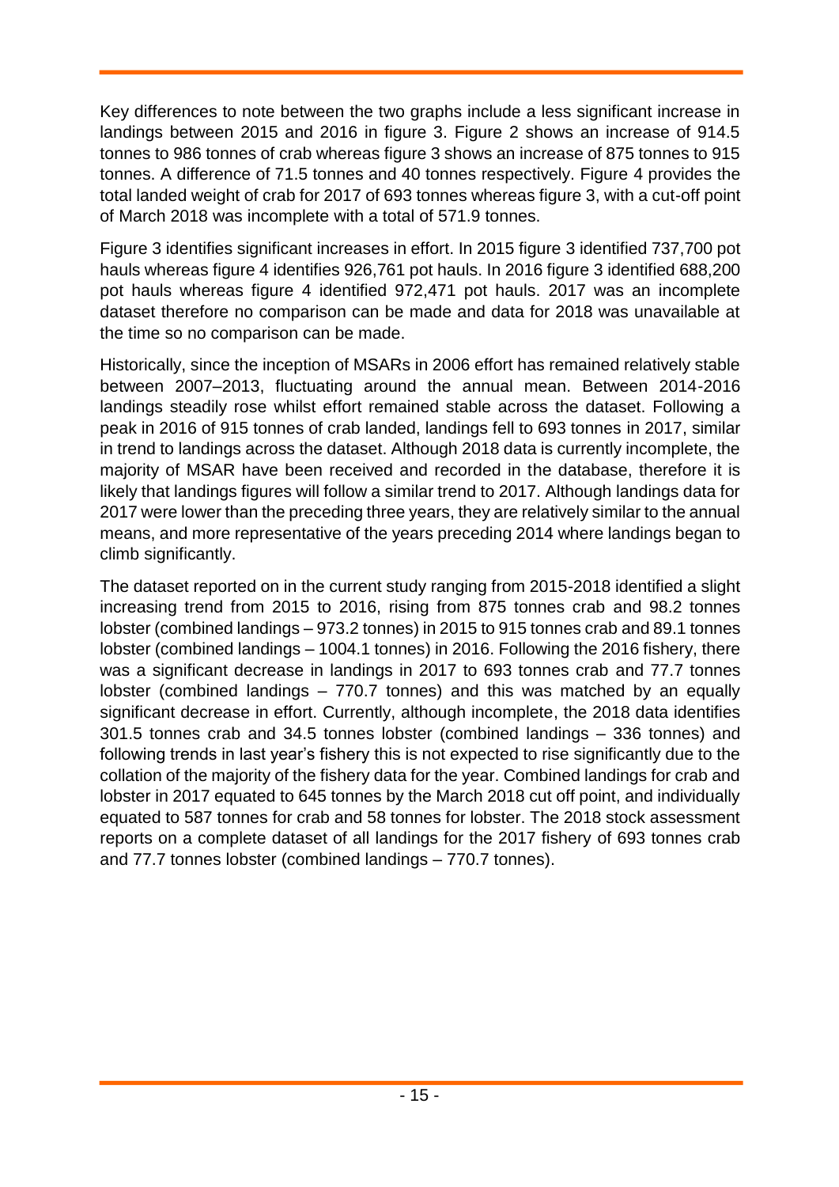Key differences to note between the two graphs include a less significant increase in landings between 2015 and 2016 in figure 3. Figure 2 shows an increase of 914.5 tonnes to 986 tonnes of crab whereas figure 3 shows an increase of 875 tonnes to 915 tonnes. A difference of 71.5 tonnes and 40 tonnes respectively. Figure 4 provides the total landed weight of crab for 2017 of 693 tonnes whereas figure 3, with a cut-off point of March 2018 was incomplete with a total of 571.9 tonnes.

Figure 3 identifies significant increases in effort. In 2015 figure 3 identified 737,700 pot hauls whereas figure 4 identifies 926,761 pot hauls. In 2016 figure 3 identified 688,200 pot hauls whereas figure 4 identified 972,471 pot hauls. 2017 was an incomplete dataset therefore no comparison can be made and data for 2018 was unavailable at the time so no comparison can be made.

Historically, since the inception of MSARs in 2006 effort has remained relatively stable between 2007–2013, fluctuating around the annual mean. Between 2014-2016 landings steadily rose whilst effort remained stable across the dataset. Following a peak in 2016 of 915 tonnes of crab landed, landings fell to 693 tonnes in 2017, similar in trend to landings across the dataset. Although 2018 data is currently incomplete, the majority of MSAR have been received and recorded in the database, therefore it is likely that landings figures will follow a similar trend to 2017. Although landings data for 2017 were lower than the preceding three years, they are relatively similar to the annual means, and more representative of the years preceding 2014 where landings began to climb significantly.

The dataset reported on in the current study ranging from 2015-2018 identified a slight increasing trend from 2015 to 2016, rising from 875 tonnes crab and 98.2 tonnes lobster (combined landings – 973.2 tonnes) in 2015 to 915 tonnes crab and 89.1 tonnes lobster (combined landings – 1004.1 tonnes) in 2016. Following the 2016 fishery, there was a significant decrease in landings in 2017 to 693 tonnes crab and 77.7 tonnes lobster (combined landings – 770.7 tonnes) and this was matched by an equally significant decrease in effort. Currently, although incomplete, the 2018 data identifies 301.5 tonnes crab and 34.5 tonnes lobster (combined landings – 336 tonnes) and following trends in last year's fishery this is not expected to rise significantly due to the collation of the majority of the fishery data for the year. Combined landings for crab and lobster in 2017 equated to 645 tonnes by the March 2018 cut off point, and individually equated to 587 tonnes for crab and 58 tonnes for lobster. The 2018 stock assessment reports on a complete dataset of all landings for the 2017 fishery of 693 tonnes crab and 77.7 tonnes lobster (combined landings – 770.7 tonnes).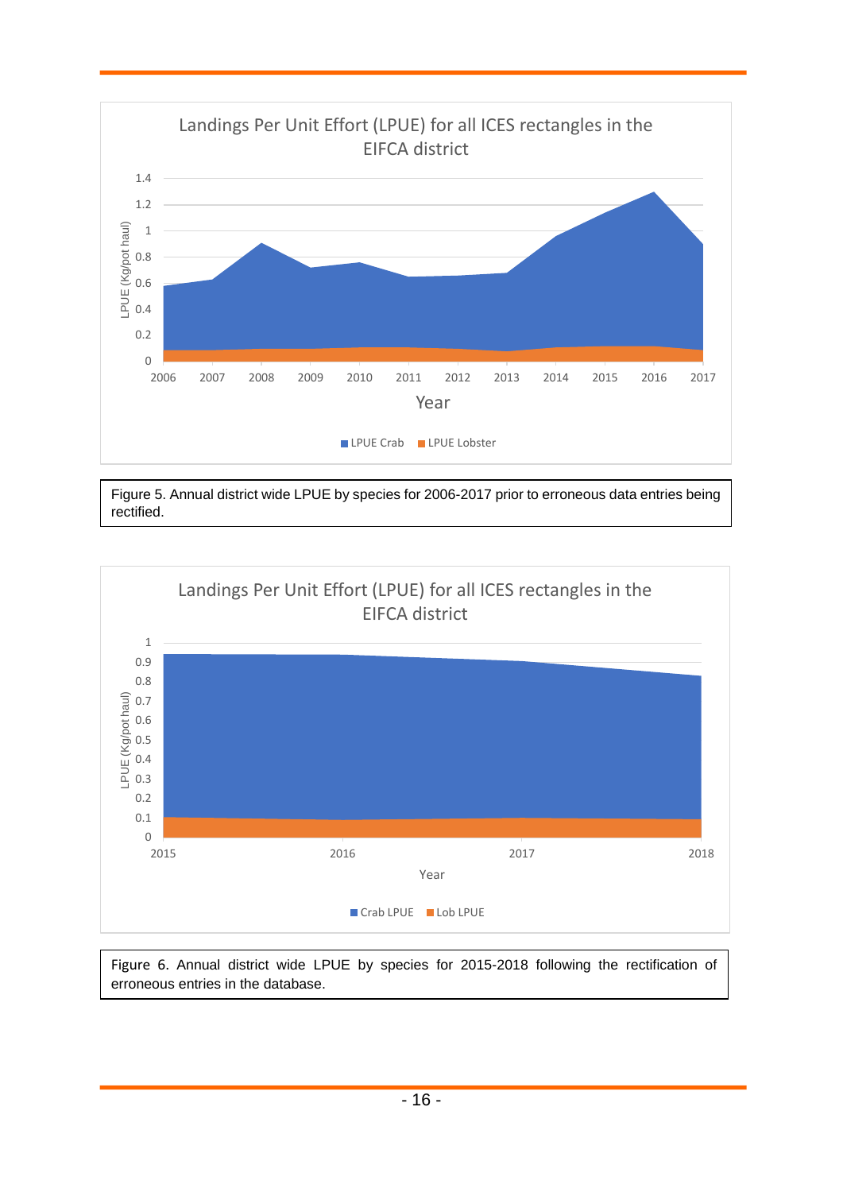Figure 5. Annual district wide LPUE by species for 2006-2017 prior to erroneous data entries being rectified.

Figure 6. Annual district wide LPUE by species for 2015-2018 following the rectification of erroneous entries in the database.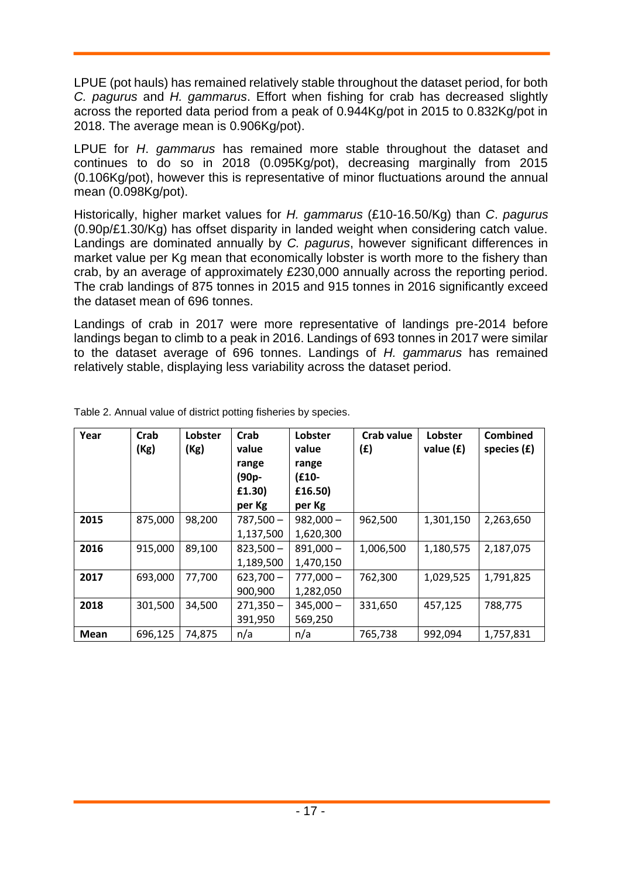LPUE (pot hauls) has remained relatively stable throughout the dataset period, for both *C. pagurus* and *H. gammarus*. Effort when fishing for crab has decreased slightly across the reported data period from a peak of 0.944Kg/pot in 2015 to 0.832Kg/pot in 2018. The average mean is 0.906Kg/pot).

LPUE for *H*. *gammarus* has remained more stable throughout the dataset and continues to do so in 2018 (0.095Kg/pot), decreasing marginally from 2015 (0.106Kg/pot), however this is representative of minor fluctuations around the annual mean (0.098Kg/pot).

Historically, higher market values for *H. gammarus* (£10-16.50/Kg) than *C*. *pagurus* (0.90p/£1.30/Kg) has offset disparity in landed weight when considering catch value. Landings are dominated annually by *C. pagurus*, however significant differences in market value per Kg mean that economically lobster is worth more to the fishery than crab, by an average of approximately £230,000 annually across the reporting period. The crab landings of 875 tonnes in 2015 and 915 tonnes in 2016 significantly exceed the dataset mean of 696 tonnes.

Landings of crab in 2017 were more representative of landings pre-2014 before landings began to climb to a peak in 2016. Landings of 693 tonnes in 2017 were similar to the dataset average of 696 tonnes. Landings of *H. gammarus* has remained relatively stable, displaying less variability across the dataset period.

Table 2. Annual value of district potting fisheries by species.

| Year | Crab (Kg) | Lobster (Kg) | Crab value range (90p-£1.30) per Kg | Lobster value range (£10-£16.50) per Kg | Crab value (£) | Lobster value (£) | Combined species (£) |
|---|---|---|---|---|---|---|---|
| **2015** | 875,000 | 98,200 | 787,500 – 1,137,500 | 982,000 – 1,620,300 | 962,500 | 1,301,150 | 2,263,650 |
| **2016** | 915,000 | 89,100 | 823,500 – 1,189,500 | 891,000 – 1,470,150 | 1,006,500 | 1,180,575 | 2,187,075 |
| **2017** | 693,000 | 77,700 | 623,700 – 900,900 | 777,000 – 1,282,050 | 762,300 | 1,029,525 | 1,791,825 |
| **2018** | 301,500 | 34,500 | 271,350 – 391,950 | 345,000 – 569,250 | 331,650 | 457,125 | 788,775 |
| **Mean** | 696,125 | 74,875 | n/a | n/a | 765,738 | 992,094 | 1,757,831 |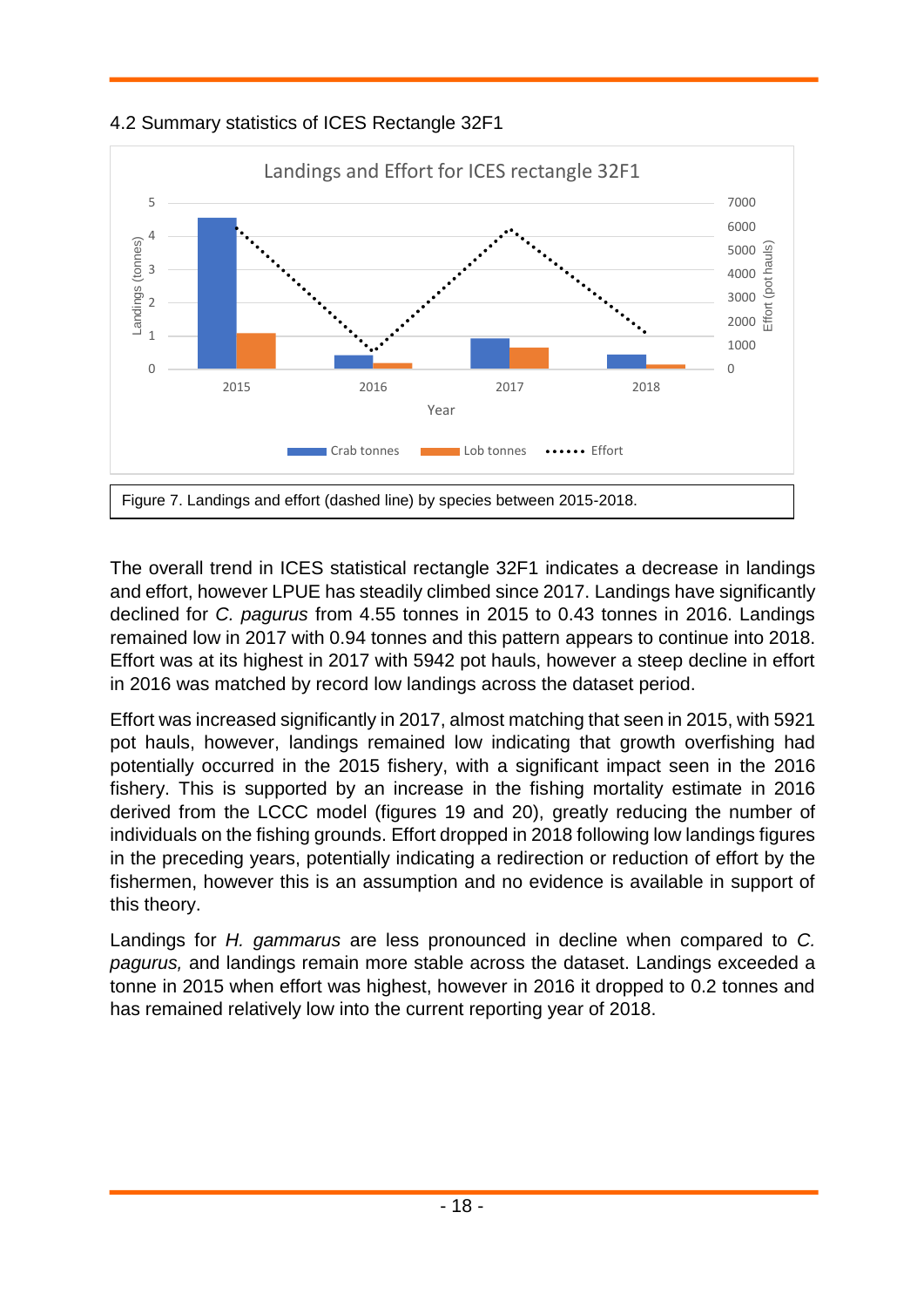## 4.2 Summary statistics of ICES Rectangle 32F1

Figure 7. Landings and effort (dashed line) by species between 2015-2018.

The overall trend in ICES statistical rectangle 32F1 indicates a decrease in landings and effort, however LPUE has steadily climbed since 2017. Landings have significantly declined for *C. pagurus* from 4.55 tonnes in 2015 to 0.43 tonnes in 2016. Landings remained low in 2017 with 0.94 tonnes and this pattern appears to continue into 2018. Effort was at its highest in 2017 with 5942 pot hauls, however a steep decline in effort in 2016 was matched by record low landings across the dataset period.

Effort was increased significantly in 2017, almost matching that seen in 2015, with 5921 pot hauls, however, landings remained low indicating that growth overfishing had potentially occurred in the 2015 fishery, with a significant impact seen in the 2016 fishery. This is supported by an increase in the fishing mortality estimate in 2016 derived from the LCCC model (figures 19 and 20), greatly reducing the number of individuals on the fishing grounds. Effort dropped in 2018 following low landings figures in the preceding years, potentially indicating a redirection or reduction of effort by the fishermen, however this is an assumption and no evidence is available in support of this theory.

Landings for *H. gammarus* are less pronounced in decline when compared to *C. pagurus,* and landings remain more stable across the dataset. Landings exceeded a tonne in 2015 when effort was highest, however in 2016 it dropped to 0.2 tonnes and has remained relatively low into the current reporting year of 2018.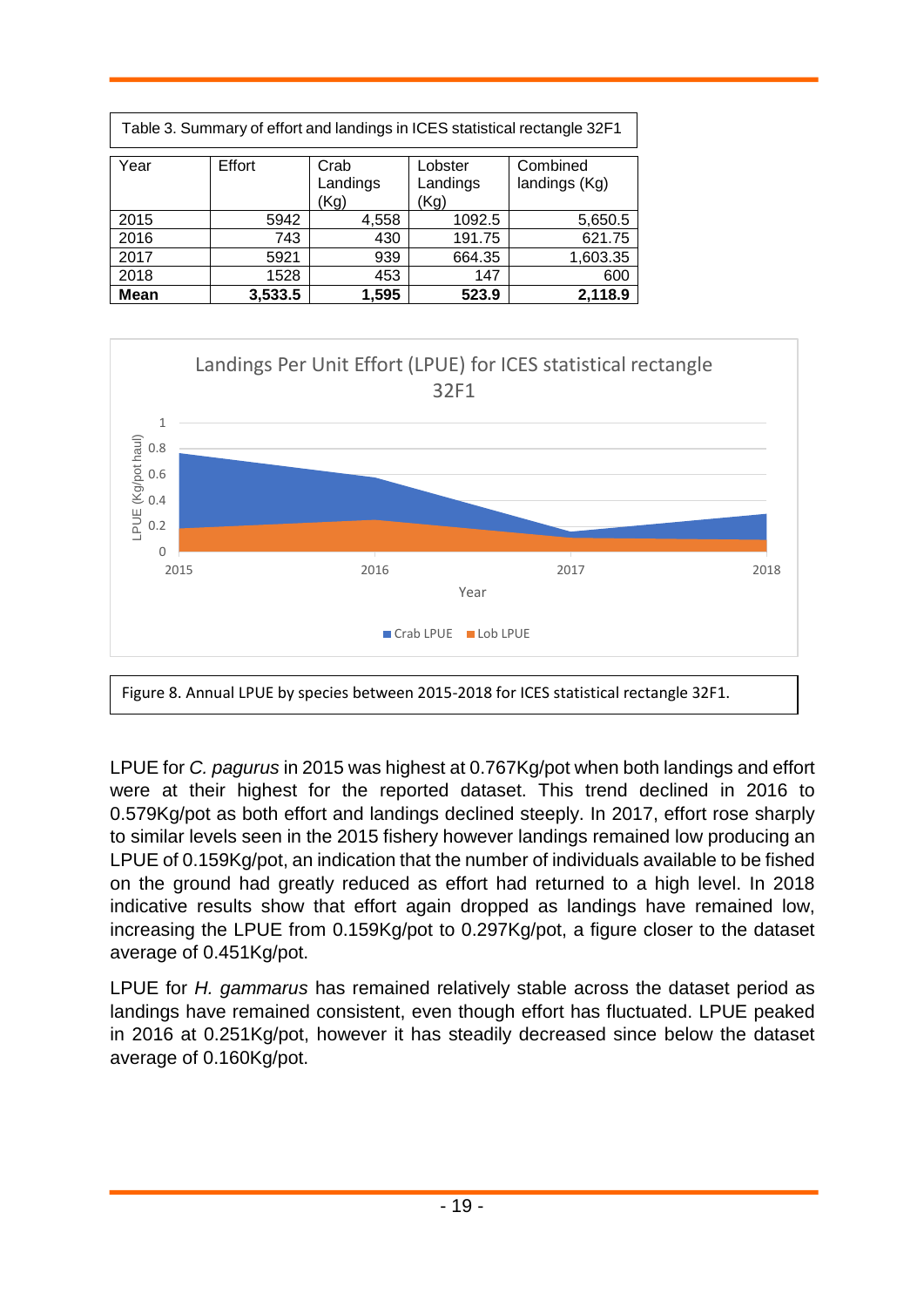Table 3. Summary of effort and landings in ICES statistical rectangle 32F1

| Year | Effort | Crab Landings (Kg) | Lobster Landings (Kg) | Combined landings (Kg) |
|---|---|---|---|---|
| 2015 | 5942 | 4,558 | 1092.5 | 5,650.5 |
| 2016 | 743 | 430 | 191.75 | 621.75 |
| 2017 | 5921 | 939 | 664.35 | 1,603.35 |
| 2018 | 1528 | 453 | 147 | 600 |
| **Mean** | **3,533.5** | **1,595** | **523.9** | **2,118.9** |

Figure 8. Annual LPUE by species between 2015-2018 for ICES statistical rectangle 32F1.

LPUE for *C. pagurus* in 2015 was highest at 0.767Kg/pot when both landings and effort were at their highest for the reported dataset. This trend declined in 2016 to 0.579Kg/pot as both effort and landings declined steeply. In 2017, effort rose sharply to similar levels seen in the 2015 fishery however landings remained low producing an LPUE of 0.159Kg/pot, an indication that the number of individuals available to be fished on the ground had greatly reduced as effort had returned to a high level. In 2018 indicative results show that effort again dropped as landings have remained low, increasing the LPUE from 0.159Kg/pot to 0.297Kg/pot, a figure closer to the dataset average of 0.451Kg/pot.

LPUE for *H. gammarus* has remained relatively stable across the dataset period as landings have remained consistent, even though effort has fluctuated. LPUE peaked in 2016 at 0.251Kg/pot, however it has steadily decreased since below the dataset average of 0.160Kg/pot.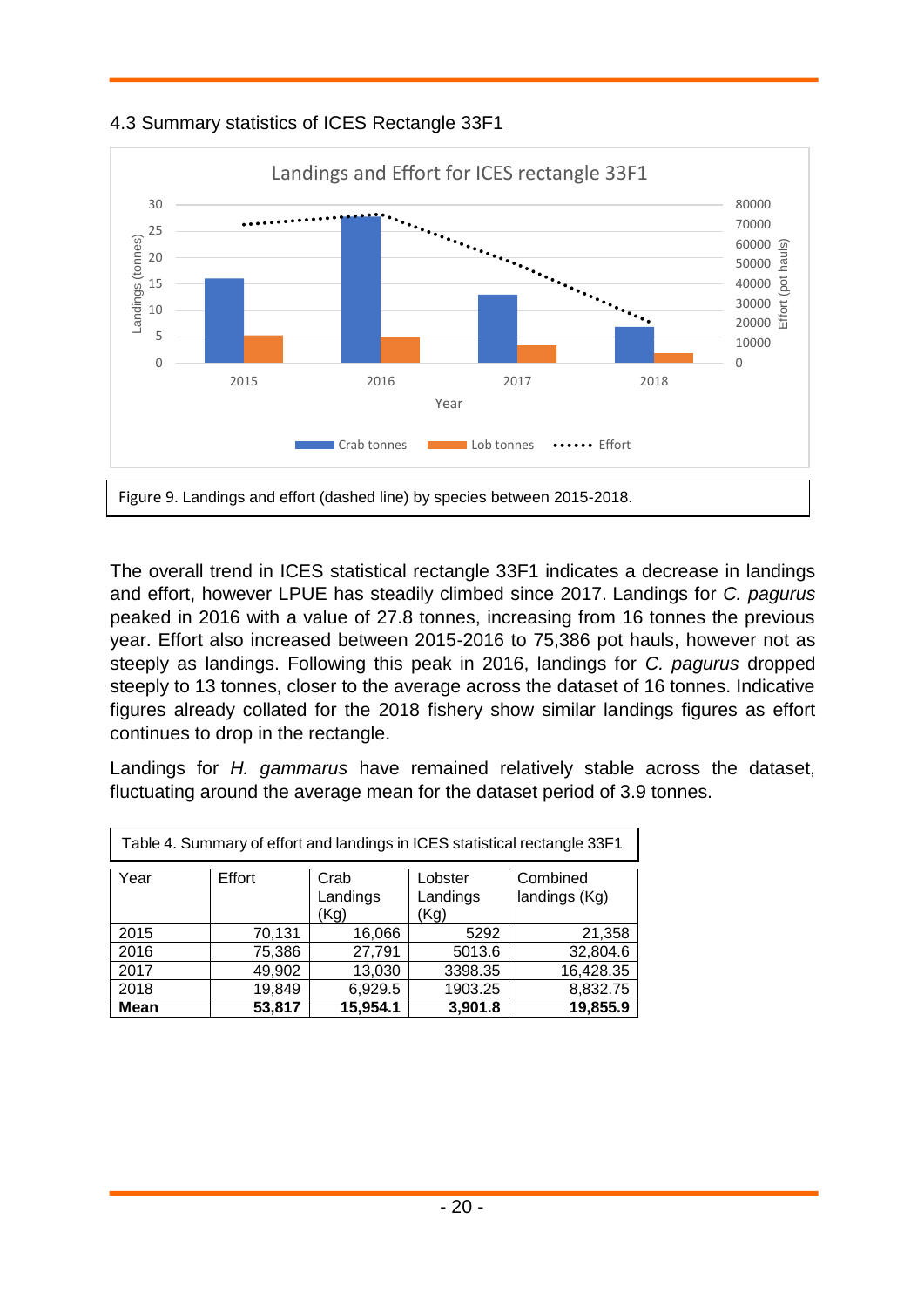### 4.3 Summary statistics of ICES Rectangle 33F1

Figure 9. Landings and effort (dashed line) by species between 2015-2018.

The overall trend in ICES statistical rectangle 33F1 indicates a decrease in landings and effort, however LPUE has steadily climbed since 2017. Landings for *C. pagurus* peaked in 2016 with a value of 27.8 tonnes, increasing from 16 tonnes the previous year. Effort also increased between 2015-2016 to 75,386 pot hauls, however not as steeply as landings. Following this peak in 2016, landings for *C. pagurus* dropped steeply to 13 tonnes, closer to the average across the dataset of 16 tonnes. Indicative figures already collated for the 2018 fishery show similar landings figures as effort continues to drop in the rectangle.

Landings for *H. gammarus* have remained relatively stable across the dataset, fluctuating around the average mean for the dataset period of 3.9 tonnes.

Table 4. Summary of effort and landings in ICES statistical rectangle 33F1

| Year | Effort | Crab Landings (Kg) | Lobster Landings (Kg) | Combined landings (Kg) |
|---|---|---|---|---|
| 2015 | 70,131 | 16,066 | 5292 | 21,358 |
| 2016 | 75,386 | 27,791 | 5013.6 | 32,804.6 |
| 2017 | 49,902 | 13,030 | 3398.35 | 16,428.35 |
| 2018 | 19,849 | 6,929.5 | 1903.25 | 8,832.75 |
| **Mean** | **53,817** | **15,954.1** | **3,901.8** | **19,855.9** |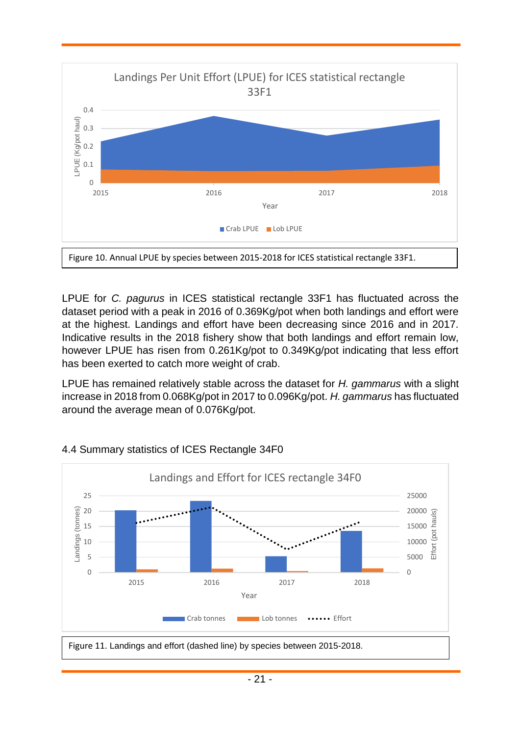Figure 10. Annual LPUE by species between 2015-2018 for ICES statistical rectangle 33F1.

LPUE for *C. pagurus* in ICES statistical rectangle 33F1 has fluctuated across the dataset period with a peak in 2016 of 0.369Kg/pot when both landings and effort were at the highest. Landings and effort have been decreasing since 2016 and in 2017. Indicative results in the 2018 fishery show that both landings and effort remain low, however LPUE has risen from 0.261Kg/pot to 0.349Kg/pot indicating that less effort has been exerted to catch more weight of crab.

LPUE has remained relatively stable across the dataset for *H. gammarus* with a slight increase in 2018 from 0.068Kg/pot in 2017 to 0.096Kg/pot. *H. gammarus* has fluctuated around the average mean of 0.076Kg/pot.

## 4.4 Summary statistics of ICES Rectangle 34F0

Figure 11. Landings and effort (dashed line) by species between 2015-2018.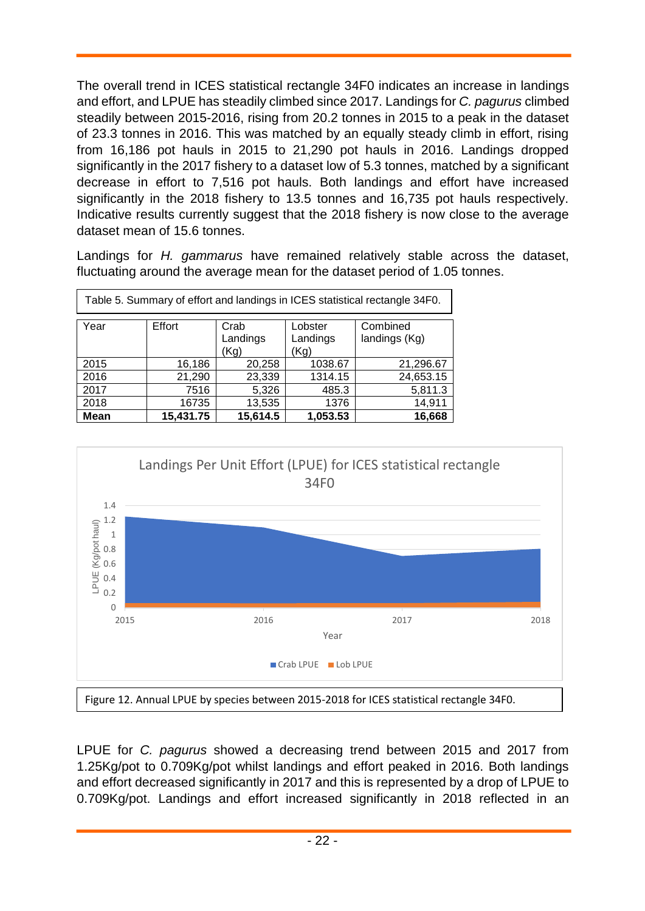The overall trend in ICES statistical rectangle 34F0 indicates an increase in landings and effort, and LPUE has steadily climbed since 2017. Landings for *C. pagurus* climbed steadily between 2015-2016, rising from 20.2 tonnes in 2015 to a peak in the dataset of 23.3 tonnes in 2016. This was matched by an equally steady climb in effort, rising from 16,186 pot hauls in 2015 to 21,290 pot hauls in 2016. Landings dropped significantly in the 2017 fishery to a dataset low of 5.3 tonnes, matched by a significant decrease in effort to 7,516 pot hauls. Both landings and effort have increased significantly in the 2018 fishery to 13.5 tonnes and 16,735 pot hauls respectively. Indicative results currently suggest that the 2018 fishery is now close to the average dataset mean of 15.6 tonnes.

Landings for *H. gammarus* have remained relatively stable across the dataset, fluctuating around the average mean for the dataset period of 1.05 tonnes.

Table 5. Summary of effort and landings in ICES statistical rectangle 34F0.

| Year | Effort | Crab Landings (Kg) | Lobster Landings (Kg) | Combined landings (Kg) |
|---|---|---|---|---|
| 2015 | 16,186 | 20,258 | 1038.67 | 21,296.67 |
| 2016 | 21,290 | 23,339 | 1314.15 | 24,653.15 |
| 2017 | 7516 | 5,326 | 485.3 | 5,811.3 |
| 2018 | 16735 | 13,535 | 1376 | 14,911 |
| **Mean** | **15,431.75** | **15,614.5** | **1,053.53** | **16,668** |

Figure 12. Annual LPUE by species between 2015-2018 for ICES statistical rectangle 34F0.

LPUE for *C. pagurus* showed a decreasing trend between 2015 and 2017 from 1.25Kg/pot to 0.709Kg/pot whilst landings and effort peaked in 2016. Both landings and effort decreased significantly in 2017 and this is represented by a drop of LPUE to 0.709Kg/pot. Landings and effort increased significantly in 2018 reflected in an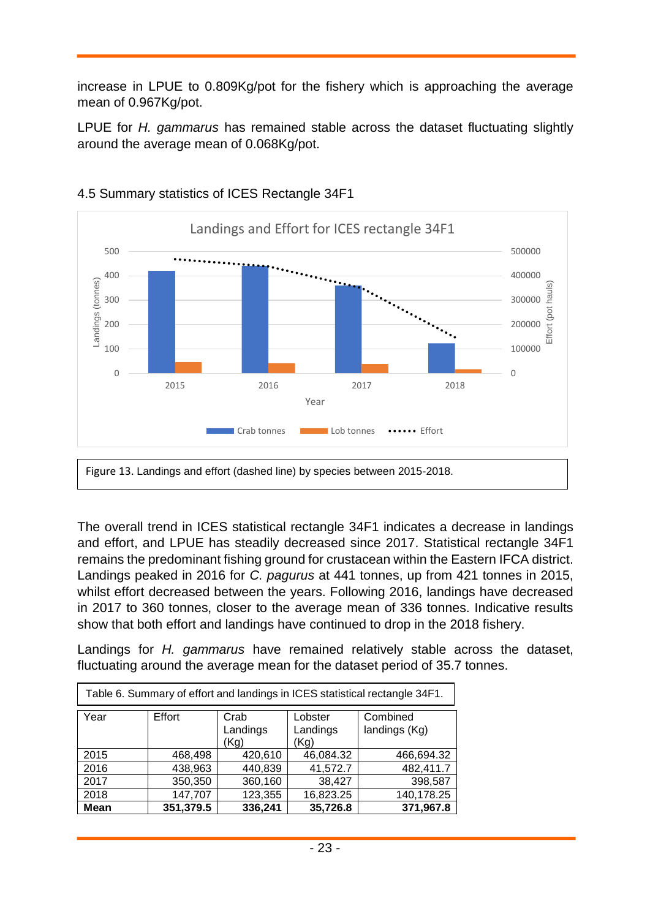increase in LPUE to 0.809Kg/pot for the fishery which is approaching the average mean of 0.967Kg/pot.

LPUE for *H. gammarus* has remained stable across the dataset fluctuating slightly around the average mean of 0.068Kg/pot.

### 4.5 Summary statistics of ICES Rectangle 34F1

Figure 13. Landings and effort (dashed line) by species between 2015-2018.

The overall trend in ICES statistical rectangle 34F1 indicates a decrease in landings and effort, and LPUE has steadily decreased since 2017. Statistical rectangle 34F1 remains the predominant fishing ground for crustacean within the Eastern IFCA district. Landings peaked in 2016 for *C. pagurus* at 441 tonnes, up from 421 tonnes in 2015, whilst effort decreased between the years. Following 2016, landings have decreased in 2017 to 360 tonnes, closer to the average mean of 336 tonnes. Indicative results show that both effort and landings have continued to drop in the 2018 fishery.

Landings for *H. gammarus* have remained relatively stable across the dataset, fluctuating around the average mean for the dataset period of 35.7 tonnes.

Table 6. Summary of effort and landings in ICES statistical rectangle 34F1.

| Year | Effort | Crab Landings (Kg) | Lobster Landings (Kg) | Combined landings (Kg) |
|---|---|---|---|---|
| 2015 | 468,498 | 420,610 | 46,084.32 | 466,694.32 |
| 2016 | 438,963 | 440,839 | 41,572.7 | 482,411.7 |
| 2017 | 350,350 | 360,160 | 38,427 | 398,587 |
| 2018 | 147,707 | 123,355 | 16,823.25 | 140,178.25 |
| **Mean** | **351,379.5** | **336,241** | **35,726.8** | **371,967.8** |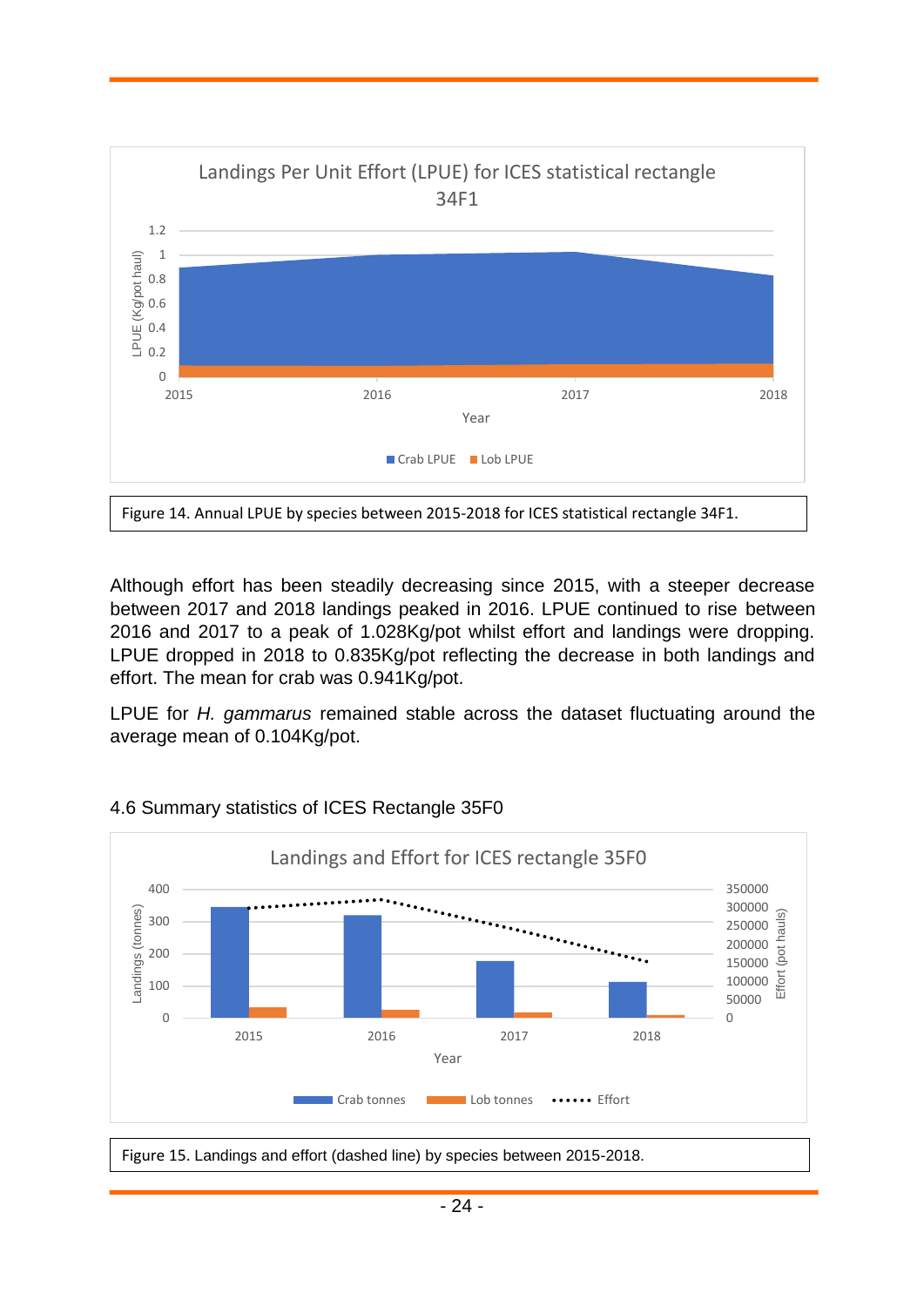Figure 14. Annual LPUE by species between 2015-2018 for ICES statistical rectangle 34F1.

Although effort has been steadily decreasing since 2015, with a steeper decrease between 2017 and 2018 landings peaked in 2016. LPUE continued to rise between 2016 and 2017 to a peak of 1.028Kg/pot whilst effort and landings were dropping. LPUE dropped in 2018 to 0.835Kg/pot reflecting the decrease in both landings and effort. The mean for crab was 0.941Kg/pot.

LPUE for *H. gammarus* remained stable across the dataset fluctuating around the average mean of 0.104Kg/pot.

### 4.6 Summary statistics of ICES Rectangle 35F0

Figure 15. Landings and effort (dashed line) by species between 2015-2018.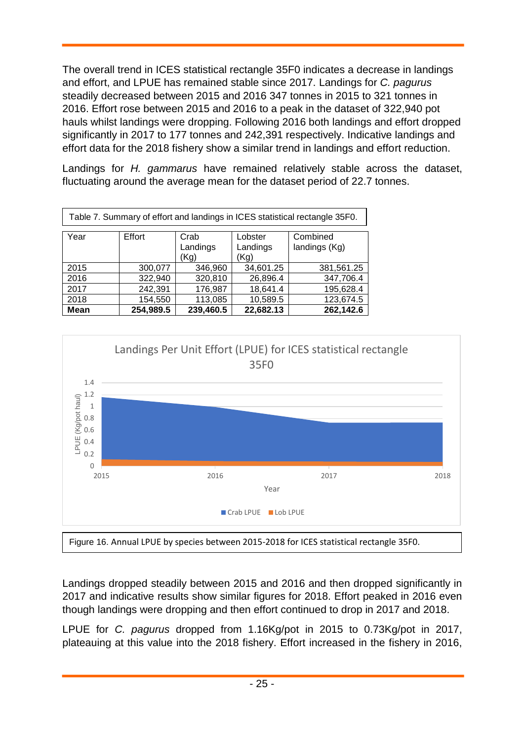The overall trend in ICES statistical rectangle 35F0 indicates a decrease in landings and effort, and LPUE has remained stable since 2017. Landings for *C. pagurus* steadily decreased between 2015 and 2016 347 tonnes in 2015 to 321 tonnes in 2016. Effort rose between 2015 and 2016 to a peak in the dataset of 322,940 pot hauls whilst landings were dropping. Following 2016 both landings and effort dropped significantly in 2017 to 177 tonnes and 242,391 respectively. Indicative landings and effort data for the 2018 fishery show a similar trend in landings and effort reduction.

Landings for *H. gammarus* have remained relatively stable across the dataset, fluctuating around the average mean for the dataset period of 22.7 tonnes.

Table 7. Summary of effort and landings in ICES statistical rectangle 35F0.

| Year | Effort | Crab Landings (Kg) | Lobster Landings (Kg) | Combined landings (Kg) |
|---|---|---|---|---|
| 2015 | 300,077 | 346,960 | 34,601.25 | 381,561.25 |
| 2016 | 322,940 | 320,810 | 26,896.4 | 347,706.4 |
| 2017 | 242,391 | 176,987 | 18,641.4 | 195,628.4 |
| 2018 | 154,550 | 113,085 | 10,589.5 | 123,674.5 |
| **Mean** | **254,989.5** | **239,460.5** | **22,682.13** | **262,142.6** |

Figure 16. Annual LPUE by species between 2015-2018 for ICES statistical rectangle 35F0.

Landings dropped steadily between 2015 and 2016 and then dropped significantly in 2017 and indicative results show similar figures for 2018. Effort peaked in 2016 even though landings were dropping and then effort continued to drop in 2017 and 2018.

LPUE for *C. pagurus* dropped from 1.16Kg/pot in 2015 to 0.73Kg/pot in 2017, plateauing at this value into the 2018 fishery. Effort increased in the fishery in 2016,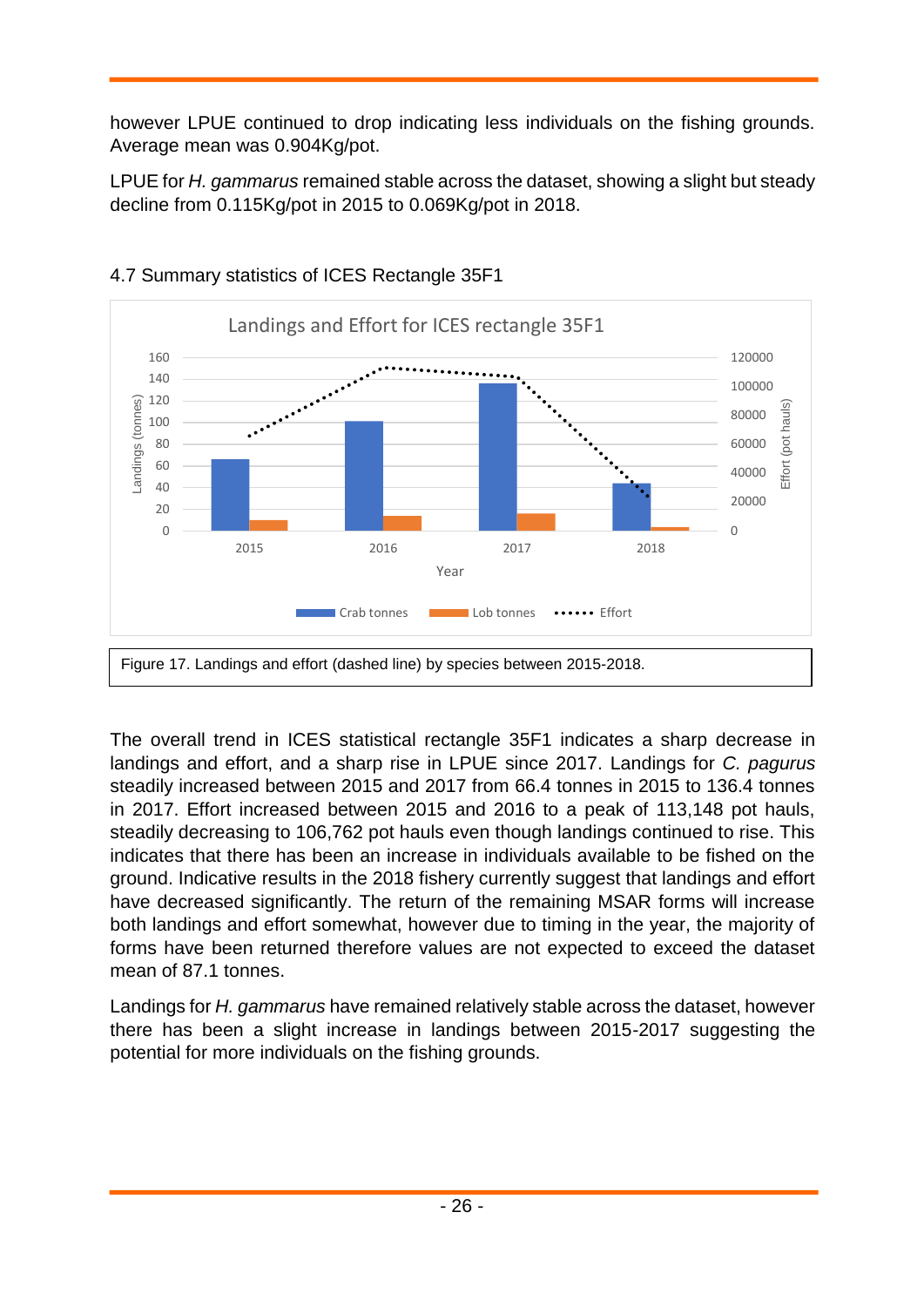however LPUE continued to drop indicating less individuals on the fishing grounds. Average mean was 0.904Kg/pot.

LPUE for *H. gammarus* remained stable across the dataset, showing a slight but steady decline from 0.115Kg/pot in 2015 to 0.069Kg/pot in 2018.

## 4.7 Summary statistics of ICES Rectangle 35F1

Figure 17. Landings and effort (dashed line) by species between 2015-2018.

The overall trend in ICES statistical rectangle 35F1 indicates a sharp decrease in landings and effort, and a sharp rise in LPUE since 2017. Landings for *C. pagurus* steadily increased between 2015 and 2017 from 66.4 tonnes in 2015 to 136.4 tonnes in 2017. Effort increased between 2015 and 2016 to a peak of 113,148 pot hauls, steadily decreasing to 106,762 pot hauls even though landings continued to rise. This indicates that there has been an increase in individuals available to be fished on the ground. Indicative results in the 2018 fishery currently suggest that landings and effort have decreased significantly. The return of the remaining MSAR forms will increase both landings and effort somewhat, however due to timing in the year, the majority of forms have been returned therefore values are not expected to exceed the dataset mean of 87.1 tonnes.

Landings for *H. gammarus* have remained relatively stable across the dataset, however there has been a slight increase in landings between 2015-2017 suggesting the potential for more individuals on the fishing grounds.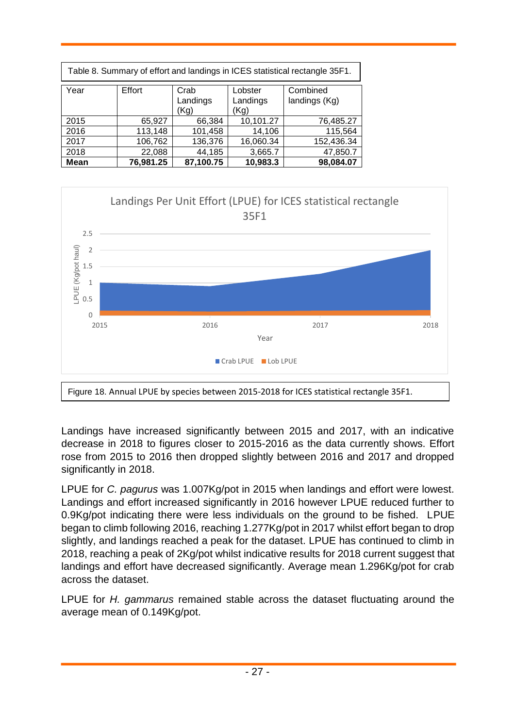Table 8. Summary of effort and landings in ICES statistical rectangle 35F1.

| Year | Effort | Crab Landings (Kg) | Lobster Landings (Kg) | Combined landings (Kg) |
|---|---|---|---|---|
| 2015 | 65,927 | 66,384 | 10,101.27 | 76,485.27 |
| 2016 | 113,148 | 101,458 | 14,106 | 115,564 |
| 2017 | 106,762 | 136,376 | 16,060.34 | 152,436.34 |
| 2018 | 22,088 | 44,185 | 3,665.7 | 47,850.7 |
| **Mean** | **76,981.25** | **87,100.75** | **10,983.3** | **98,084.07** |

Figure 18. Annual LPUE by species between 2015-2018 for ICES statistical rectangle 35F1.

Landings have increased significantly between 2015 and 2017, with an indicative decrease in 2018 to figures closer to 2015-2016 as the data currently shows. Effort rose from 2015 to 2016 then dropped slightly between 2016 and 2017 and dropped significantly in 2018.

LPUE for *C. pagurus* was 1.007Kg/pot in 2015 when landings and effort were lowest. Landings and effort increased significantly in 2016 however LPUE reduced further to 0.9Kg/pot indicating there were less individuals on the ground to be fished. LPUE began to climb following 2016, reaching 1.277Kg/pot in 2017 whilst effort began to drop slightly, and landings reached a peak for the dataset. LPUE has continued to climb in 2018, reaching a peak of 2Kg/pot whilst indicative results for 2018 current suggest that landings and effort have decreased significantly. Average mean 1.296Kg/pot for crab across the dataset.

LPUE for *H. gammarus* remained stable across the dataset fluctuating around the average mean of 0.149Kg/pot.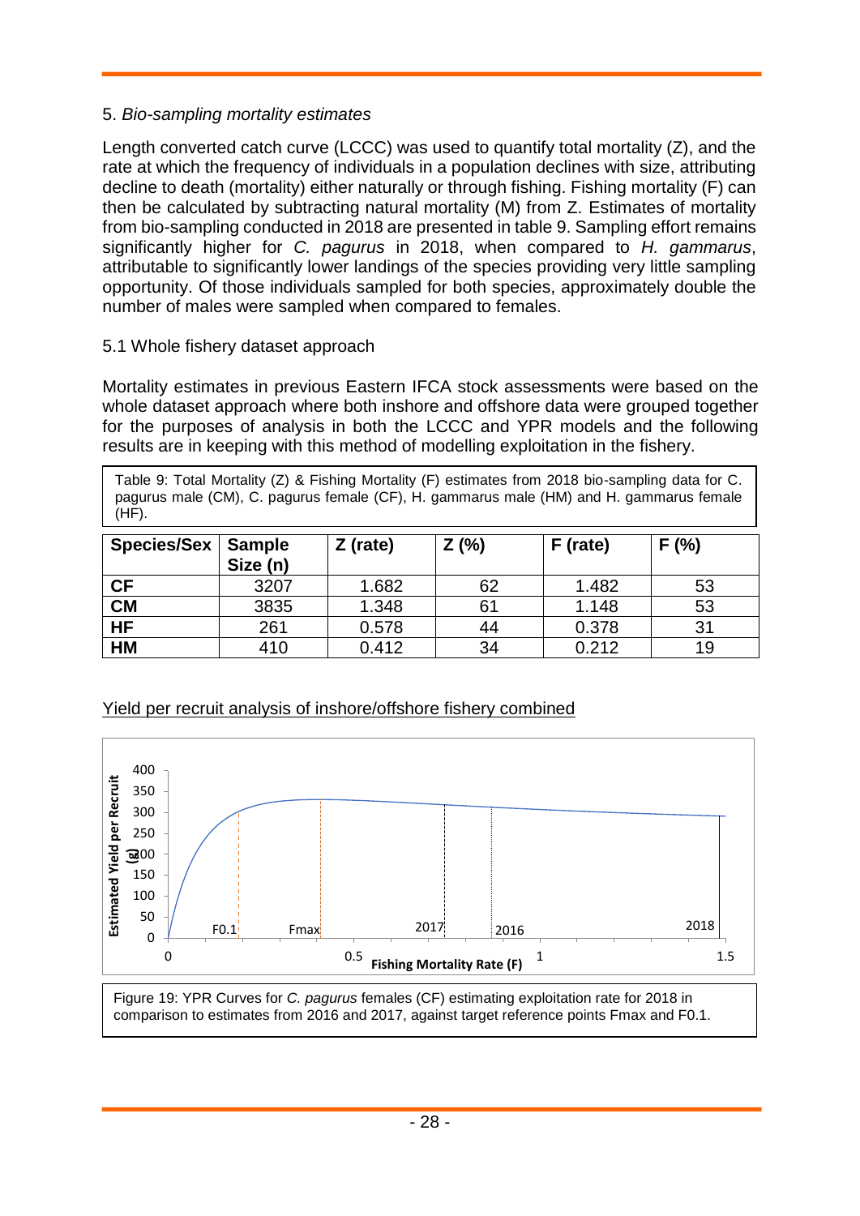5. *Bio-sampling mortality estimates*

Length converted catch curve (LCCC) was used to quantify total mortality (Z), and the rate at which the frequency of individuals in a population declines with size, attributing decline to death (mortality) either naturally or through fishing. Fishing mortality (F) can then be calculated by subtracting natural mortality (M) from Z. Estimates of mortality from bio-sampling conducted in 2018 are presented in table 9. Sampling effort remains significantly higher for *C. pagurus* in 2018, when compared to *H. gammarus*, attributable to significantly lower landings of the species providing very little sampling opportunity. Of those individuals sampled for both species, approximately double the number of males were sampled when compared to females.

5.1 Whole fishery dataset approach

Mortality estimates in previous Eastern IFCA stock assessments were based on the whole dataset approach where both inshore and offshore data were grouped together for the purposes of analysis in both the LCCC and YPR models and the following results are in keeping with this method of modelling exploitation in the fishery.

Table 9: Total Mortality (Z) & Fishing Mortality (F) estimates from 2018 bio-sampling data for C. pagurus male (CM), C. pagurus female (CF), H. gammarus male (HM) and H. gammarus female (HF).

| Species/Sex | Sample Size (n) | Z (rate) | Z (%) | F (rate) | F (%) |
|---|---|---|---|---|---|
| **CF** | 3207 | 1.682 | 62 | 1.482 | 53 |
| **CM** | 3835 | 1.348 | 61 | 1.148 | 53 |
| **HF** | 261 | 0.578 | 44 | 0.378 | 31 |
| **HM** | 410 | 0.412 | 34 | 0.212 | 19 |

Yield per recruit analysis of inshore/offshore fishery combined

Figure 19: YPR Curves for *C. pagurus* females (CF) estimating exploitation rate for 2018 in comparison to estimates from 2016 and 2017, against target reference points Fmax and F0.1.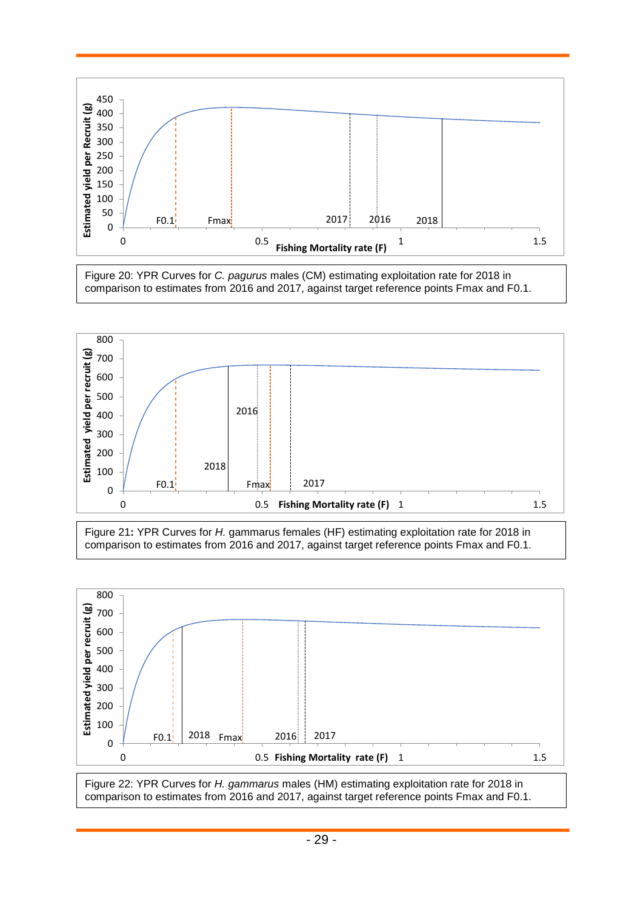Figure 20: YPR Curves for *C. pagurus* males (CM) estimating exploitation rate for 2018 in comparison to estimates from 2016 and 2017, against target reference points Fmax and F0.1.

Figure 21**:** YPR Curves for *H.* gammarus females (HF) estimating exploitation rate for 2018 in comparison to estimates from 2016 and 2017, against target reference points Fmax and F0.1.

Figure 22: YPR Curves for *H. gammarus* males (HM) estimating exploitation rate for 2018 in comparison to estimates from 2016 and 2017, against target reference points Fmax and F0.1.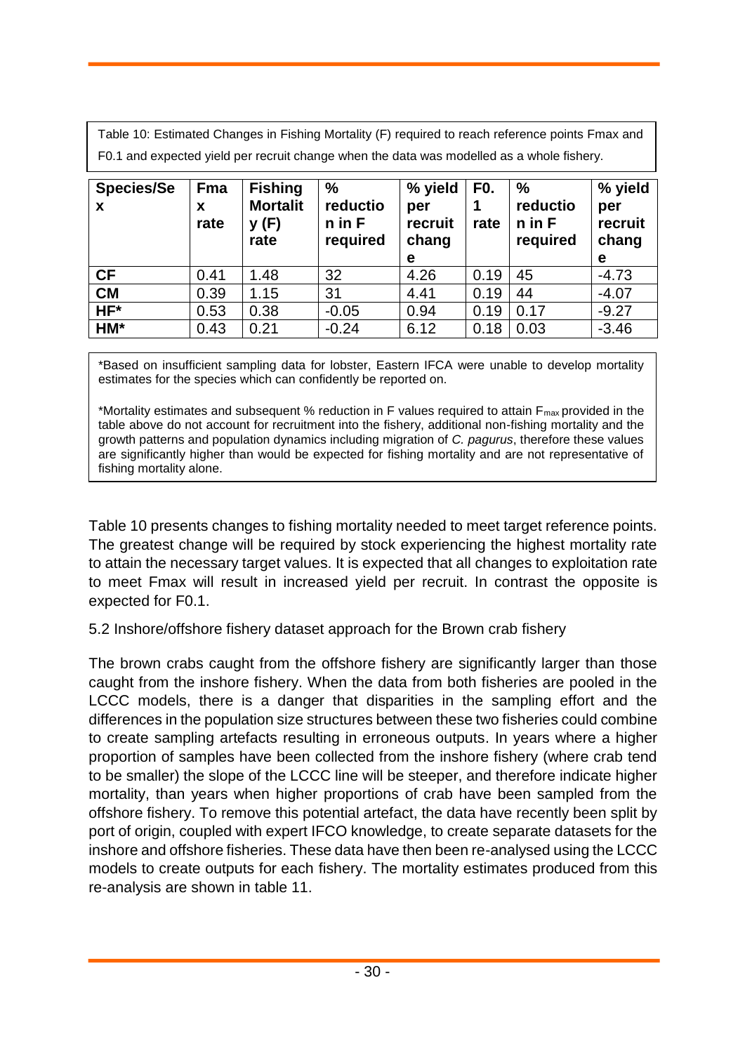Table 10: Estimated Changes in Fishing Mortality (F) required to reach reference points Fmax and F0.1 and expected yield per recruit change when the data was modelled as a whole fishery.

| Species/Sex | Fmax rate | Fishing Mortality (F) rate | % reduction in F required | % yield per recruit change | F0.1 rate | % reduction in F required | % yield per recruit change |
|---|---|---|---|---|---|---|---|
| **CF** | 0.41 | 1.48 | 32 | 4.26 | 0.19 | 45 | -4.73 |
| **CM** | 0.39 | 1.15 | 31 | 4.41 | 0.19 | 44 | -4.07 |
| **HF*** | 0.53 | 0.38 | -0.05 | 0.94 | 0.19 | 0.17 | -9.27 |
| **HM*** | 0.43 | 0.21 | -0.24 | 6.12 | 0.18 | 0.03 | -3.46 |

*Based on insufficient sampling data for lobster, Eastern IFCA were unable to develop mortality estimates for the species which can confidently be reported on.

*Mortality estimates and subsequent % reduction in F values required to attain $F_{max}$ provided in the table above do not account for recruitment into the fishery, additional non-fishing mortality and the growth patterns and population dynamics including migration of *C. pagurus*, therefore these values are significantly higher than would be expected for fishing mortality and are not representative of fishing mortality alone.

Table 10 presents changes to fishing mortality needed to meet target reference points. The greatest change will be required by stock experiencing the highest mortality rate to attain the necessary target values. It is expected that all changes to exploitation rate to meet Fmax will result in increased yield per recruit. In contrast the opposite is expected for F0.1.

5.2 Inshore/offshore fishery dataset approach for the Brown crab fishery

The brown crabs caught from the offshore fishery are significantly larger than those caught from the inshore fishery. When the data from both fisheries are pooled in the LCCC models, there is a danger that disparities in the sampling effort and the differences in the population size structures between these two fisheries could combine to create sampling artefacts resulting in erroneous outputs. In years where a higher proportion of samples have been collected from the inshore fishery (where crab tend to be smaller) the slope of the LCCC line will be steeper, and therefore indicate higher mortality, than years when higher proportions of crab have been sampled from the offshore fishery. To remove this potential artefact, the data have recently been split by port of origin, coupled with expert IFCO knowledge, to create separate datasets for the inshore and offshore fisheries. These data have then been re-analysed using the LCCC models to create outputs for each fishery. The mortality estimates produced from this re-analysis are shown in table 11.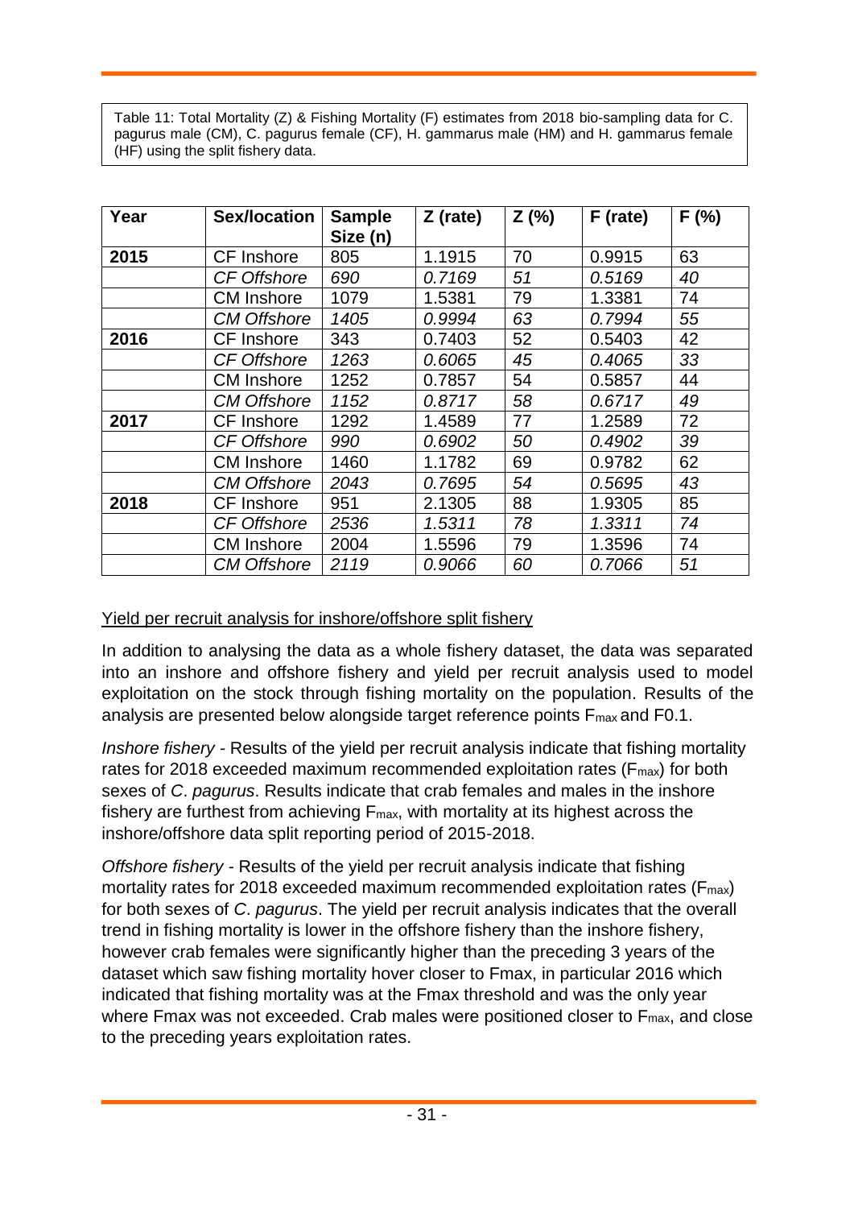Table 11: Total Mortality (Z) & Fishing Mortality (F) estimates from 2018 bio-sampling data for C. pagurus male (CM), C. pagurus female (CF), H. gammarus male (HM) and H. gammarus female (HF) using the split fishery data.

| Year | Sex/location | Sample Size (n) | Z (rate) | Z (%) | F (rate) | F (%) |
|---|---|---|---|---|---|---|
| **2015** | CF Inshore | 805 | 1.1915 | 70 | 0.9915 | 63 |
| | *CF Offshore* | *690* | *0.7169* | *51* | *0.5169* | *40* |
| | CM Inshore | 1079 | 1.5381 | 79 | 1.3381 | 74 |
| | *CM Offshore* | *1405* | *0.9994* | *63* | *0.7994* | *55* |
| **2016** | CF Inshore | 343 | 0.7403 | 52 | 0.5403 | 42 |
| | *CF Offshore* | *1263* | *0.6065* | *45* | *0.4065* | *33* |
| | CM Inshore | 1252 | 0.7857 | 54 | 0.5857 | 44 |
| | *CM Offshore* | *1152* | *0.8717* | *58* | *0.6717* | *49* |
| **2017** | CF Inshore | 1292 | 1.4589 | 77 | 1.2589 | 72 |
| | *CF Offshore* | *990* | *0.6902* | *50* | *0.4902* | *39* |
| | CM Inshore | 1460 | 1.1782 | 69 | 0.9782 | 62 |
| | *CM Offshore* | *2043* | *0.7695* | *54* | *0.5695* | *43* |
| **2018** | CF Inshore | 951 | 2.1305 | 88 | 1.9305 | 85 |
| | *CF Offshore* | *2536* | *1.5311* | *78* | *1.3311* | *74* |
| | CM Inshore | 2004 | 1.5596 | 79 | 1.3596 | 74 |
| | *CM Offshore* | *2119* | *0.9066* | *60* | *0.7066* | *51* |

Yield per recruit analysis for inshore/offshore split fishery

In addition to analysing the data as a whole fishery dataset, the data was separated into an inshore and offshore fishery and yield per recruit analysis used to model exploitation on the stock through fishing mortality on the population. Results of the analysis are presented below alongside target reference points $F_{max}$ and F0.1.

*Inshore fishery* - Results of the yield per recruit analysis indicate that fishing mortality rates for 2018 exceeded maximum recommended exploitation rates ($F_{max}$) for both sexes of *C*. *pagurus*. Results indicate that crab females and males in the inshore fishery are furthest from achieving $F_{max}$, with mortality at its highest across the inshore/offshore data split reporting period of 2015-2018.

*Offshore fishery* - Results of the yield per recruit analysis indicate that fishing mortality rates for 2018 exceeded maximum recommended exploitation rates ($F_{max}$) for both sexes of *C*. *pagurus*. The yield per recruit analysis indicates that the overall trend in fishing mortality is lower in the offshore fishery than the inshore fishery, however crab females were significantly higher than the preceding 3 years of the dataset which saw fishing mortality hover closer to Fmax, in particular 2016 which indicated that fishing mortality was at the Fmax threshold and was the only year where Fmax was not exceeded. Crab males were positioned closer to $F_{max}$, and close to the preceding years exploitation rates.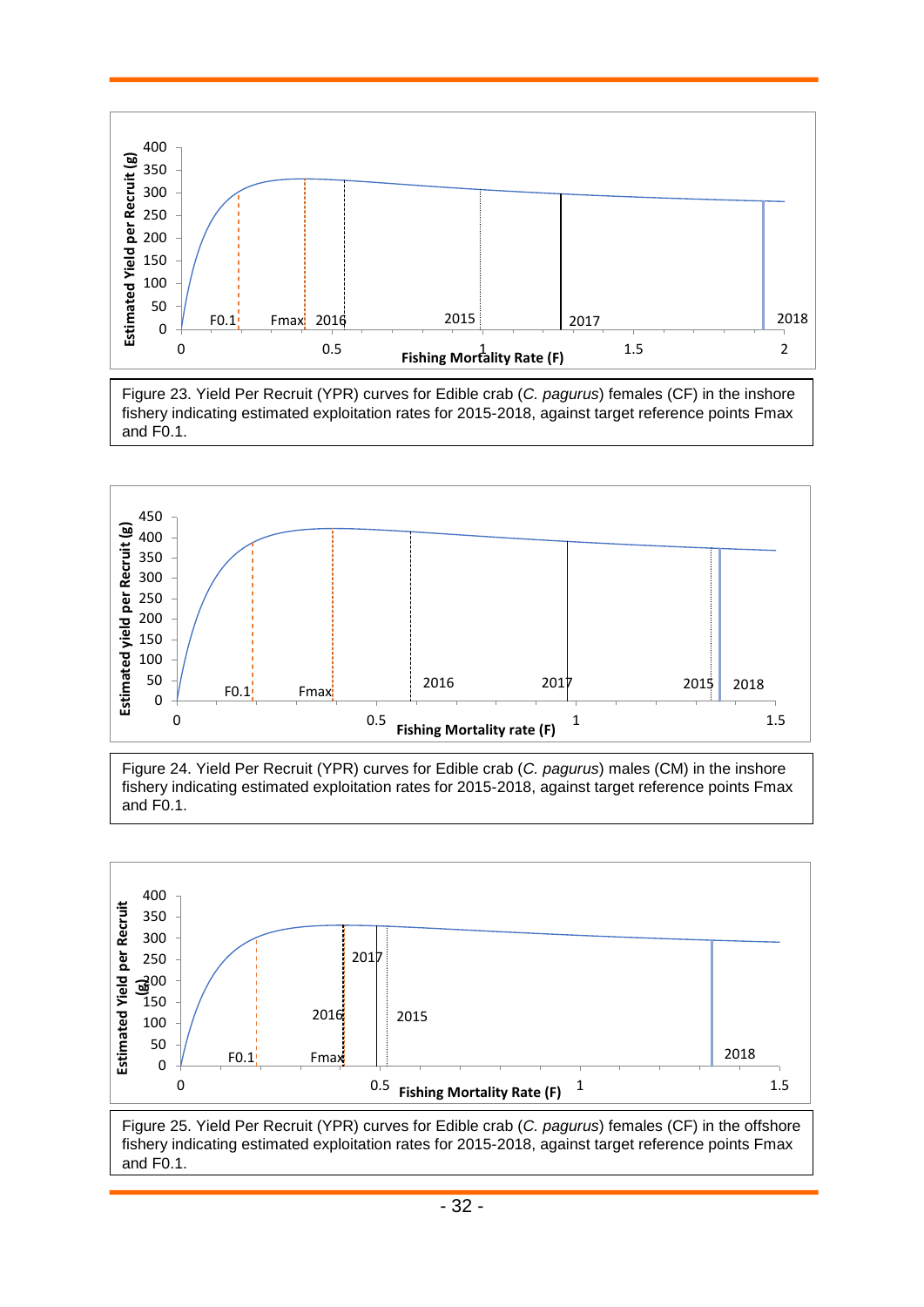Figure 23. Yield Per Recruit (YPR) curves for Edible crab (*C. pagurus*) females (CF) in the inshore fishery indicating estimated exploitation rates for 2015-2018, against target reference points Fmax and F0.1.

Figure 24. Yield Per Recruit (YPR) curves for Edible crab (*C. pagurus*) males (CM) in the inshore fishery indicating estimated exploitation rates for 2015-2018, against target reference points Fmax and F0.1.

Figure 25. Yield Per Recruit (YPR) curves for Edible crab (*C. pagurus*) females (CF) in the offshore fishery indicating estimated exploitation rates for 2015-2018, against target reference points Fmax and F0.1.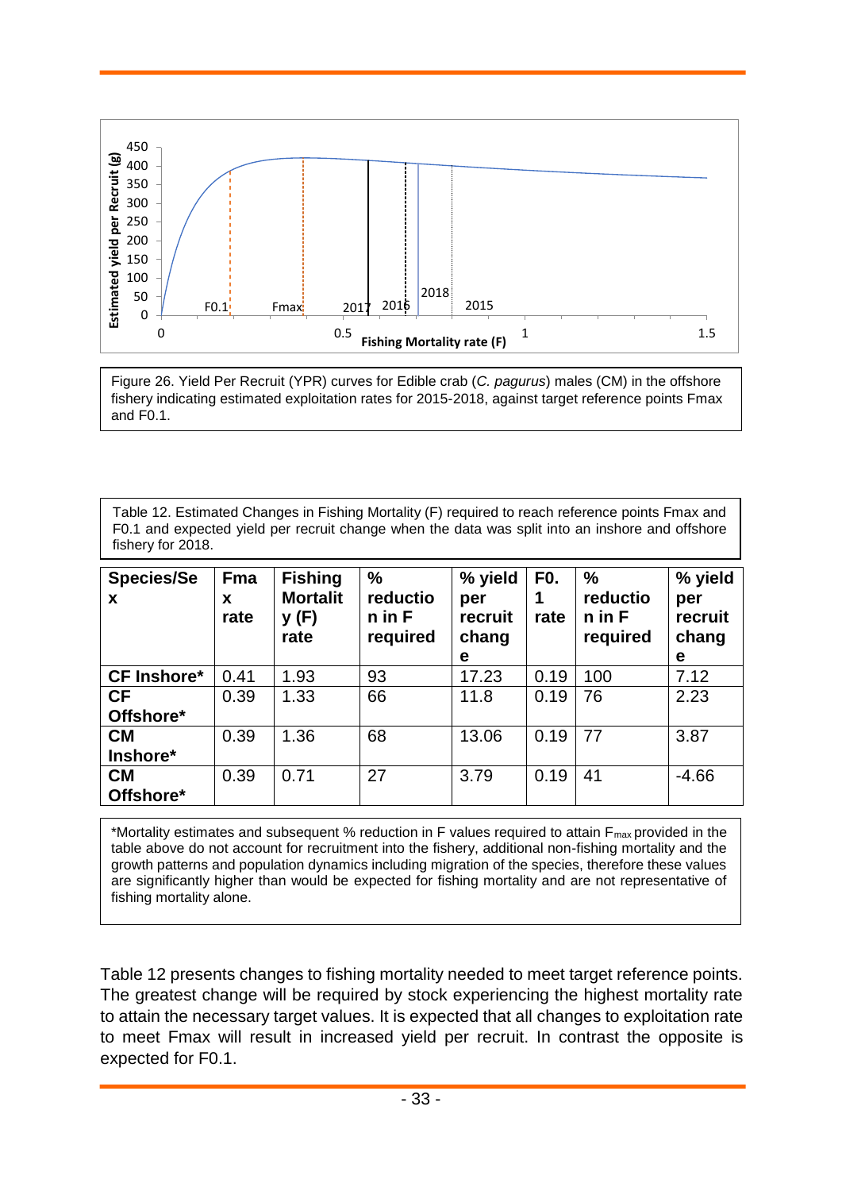Figure 26. Yield Per Recruit (YPR) curves for Edible crab (*C. pagurus*) males (CM) in the offshore fishery indicating estimated exploitation rates for 2015-2018, against target reference points Fmax and F0.1.

Table 12. Estimated Changes in Fishing Mortality (F) required to reach reference points Fmax and F0.1 and expected yield per recruit change when the data was split into an inshore and offshore fishery for 2018.

| Species/Sex | Fmax rate | Fishing Mortality (F) rate | % reduction in F required | % yield per recruit change | F0.1 rate | % reduction in F required | % yield per recruit change |
|---|---|---|---|---|---|---|---|
| **CF Inshore*** | 0.41 | 1.93 | 93 | 17.23 | 0.19 | 100 | 7.12 |
| **CF Offshore*** | 0.39 | 1.33 | 66 | 11.8 | 0.19 | 76 | 2.23 |
| **CM Inshore*** | 0.39 | 1.36 | 68 | 13.06 | 0.19 | 77 | 3.87 |
| **CM Offshore*** | 0.39 | 0.71 | 27 | 3.79 | 0.19 | 41 | -4.66 |

*Mortality estimates and subsequent % reduction in F values required to attain $F_{max}$ provided in the table above do not account for recruitment into the fishery, additional non-fishing mortality and the growth patterns and population dynamics including migration of the species, therefore these values are significantly higher than would be expected for fishing mortality and are not representative of fishing mortality alone.

Table 12 presents changes to fishing mortality needed to meet target reference points. The greatest change will be required by stock experiencing the highest mortality rate to attain the necessary target values. It is expected that all changes to exploitation rate to meet Fmax will result in increased yield per recruit. In contrast the opposite is expected for F0.1.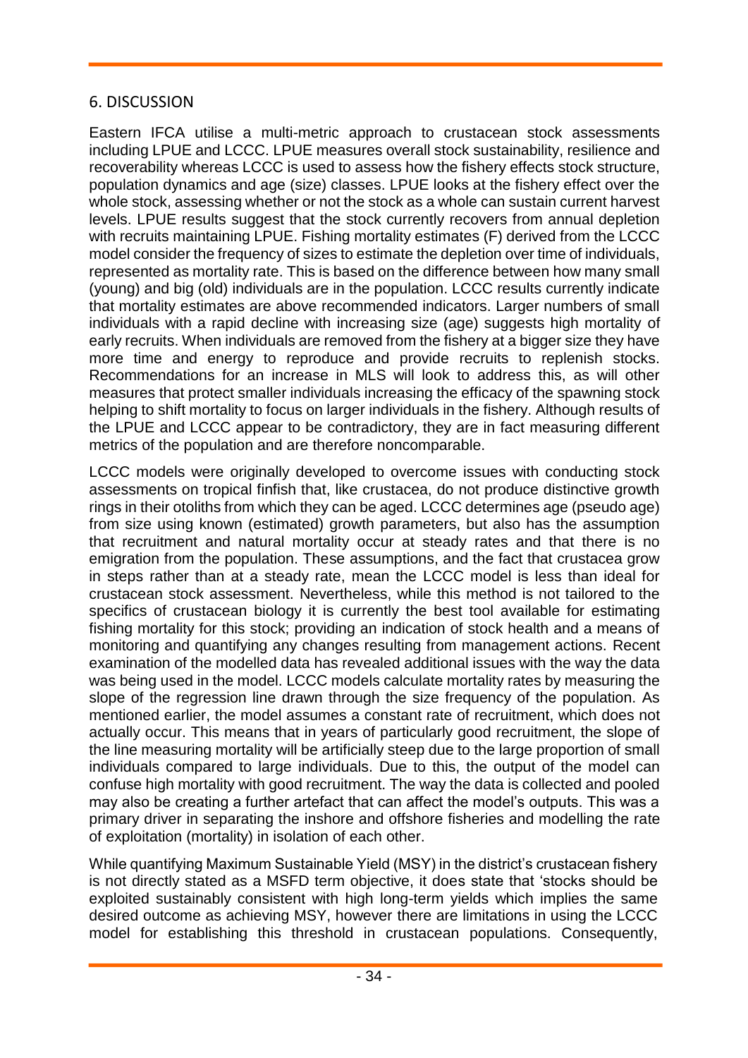## 6. DISCUSSION

Eastern IFCA utilise a multi-metric approach to crustacean stock assessments including LPUE and LCCC. LPUE measures overall stock sustainability, resilience and recoverability whereas LCCC is used to assess how the fishery effects stock structure, population dynamics and age (size) classes. LPUE looks at the fishery effect over the whole stock, assessing whether or not the stock as a whole can sustain current harvest levels. LPUE results suggest that the stock currently recovers from annual depletion with recruits maintaining LPUE. Fishing mortality estimates (F) derived from the LCCC model consider the frequency of sizes to estimate the depletion over time of individuals, represented as mortality rate. This is based on the difference between how many small (young) and big (old) individuals are in the population. LCCC results currently indicate that mortality estimates are above recommended indicators. Larger numbers of small individuals with a rapid decline with increasing size (age) suggests high mortality of early recruits. When individuals are removed from the fishery at a bigger size they have more time and energy to reproduce and provide recruits to replenish stocks. Recommendations for an increase in MLS will look to address this, as will other measures that protect smaller individuals increasing the efficacy of the spawning stock helping to shift mortality to focus on larger individuals in the fishery. Although results of the LPUE and LCCC appear to be contradictory, they are in fact measuring different metrics of the population and are therefore noncomparable.

LCCC models were originally developed to overcome issues with conducting stock assessments on tropical finfish that, like crustacea, do not produce distinctive growth rings in their otoliths from which they can be aged. LCCC determines age (pseudo age) from size using known (estimated) growth parameters, but also has the assumption that recruitment and natural mortality occur at steady rates and that there is no emigration from the population. These assumptions, and the fact that crustacea grow in steps rather than at a steady rate, mean the LCCC model is less than ideal for crustacean stock assessment. Nevertheless, while this method is not tailored to the specifics of crustacean biology it is currently the best tool available for estimating fishing mortality for this stock; providing an indication of stock health and a means of monitoring and quantifying any changes resulting from management actions. Recent examination of the modelled data has revealed additional issues with the way the data was being used in the model. LCCC models calculate mortality rates by measuring the slope of the regression line drawn through the size frequency of the population. As mentioned earlier, the model assumes a constant rate of recruitment, which does not actually occur. This means that in years of particularly good recruitment, the slope of the line measuring mortality will be artificially steep due to the large proportion of small individuals compared to large individuals. Due to this, the output of the model can confuse high mortality with good recruitment. The way the data is collected and pooled may also be creating a further artefact that can affect the model's outputs. This was a primary driver in separating the inshore and offshore fisheries and modelling the rate of exploitation (mortality) in isolation of each other.

While quantifying Maximum Sustainable Yield (MSY) in the district's crustacean fishery is not directly stated as a MSFD term objective, it does state that 'stocks should be exploited sustainably consistent with high long-term yields which implies the same desired outcome as achieving MSY, however there are limitations in using the LCCC model for establishing this threshold in crustacean populations. Consequently,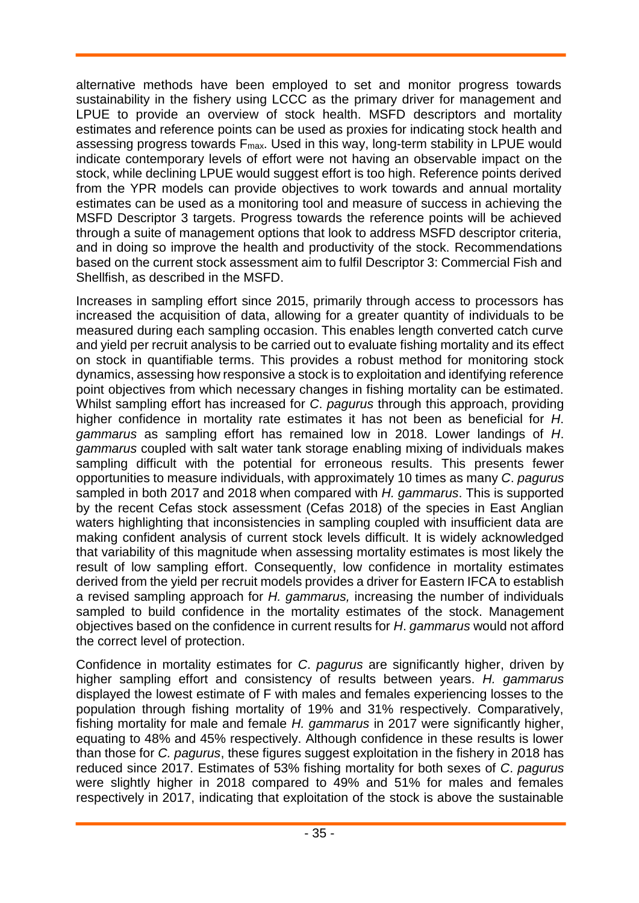alternative methods have been employed to set and monitor progress towards sustainability in the fishery using LCCC as the primary driver for management and LPUE to provide an overview of stock health. MSFD descriptors and mortality estimates and reference points can be used as proxies for indicating stock health and assessing progress towards $F_{max}$. Used in this way, long-term stability in LPUE would indicate contemporary levels of effort were not having an observable impact on the stock, while declining LPUE would suggest effort is too high. Reference points derived from the YPR models can provide objectives to work towards and annual mortality estimates can be used as a monitoring tool and measure of success in achieving the MSFD Descriptor 3 targets. Progress towards the reference points will be achieved through a suite of management options that look to address MSFD descriptor criteria, and in doing so improve the health and productivity of the stock. Recommendations based on the current stock assessment aim to fulfil Descriptor 3: Commercial Fish and Shellfish, as described in the MSFD.

Increases in sampling effort since 2015, primarily through access to processors has increased the acquisition of data, allowing for a greater quantity of individuals to be measured during each sampling occasion. This enables length converted catch curve and yield per recruit analysis to be carried out to evaluate fishing mortality and its effect on stock in quantifiable terms. This provides a robust method for monitoring stock dynamics, assessing how responsive a stock is to exploitation and identifying reference point objectives from which necessary changes in fishing mortality can be estimated. Whilst sampling effort has increased for *C. pagurus* through this approach, providing higher confidence in mortality rate estimates it has not been as beneficial for *H. gammarus* as sampling effort has remained low in 2018. Lower landings of *H. gammarus* coupled with salt water tank storage enabling mixing of individuals makes sampling difficult with the potential for erroneous results. This presents fewer opportunities to measure individuals, with approximately 10 times as many *C. pagurus* sampled in both 2017 and 2018 when compared with *H. gammarus*. This is supported by the recent Cefas stock assessment (Cefas 2018) of the species in East Anglian waters highlighting that inconsistencies in sampling coupled with insufficient data are making confident analysis of current stock levels difficult. It is widely acknowledged that variability of this magnitude when assessing mortality estimates is most likely the result of low sampling effort. Consequently, low confidence in mortality estimates derived from the yield per recruit models provides a driver for Eastern IFCA to establish a revised sampling approach for *H. gammarus,* increasing the number of individuals sampled to build confidence in the mortality estimates of the stock. Management objectives based on the confidence in current results for *H. gammarus* would not afford the correct level of protection.

Confidence in mortality estimates for *C. pagurus* are significantly higher, driven by higher sampling effort and consistency of results between years. *H. gammarus* displayed the lowest estimate of F with males and females experiencing losses to the population through fishing mortality of 19% and 31% respectively. Comparatively, fishing mortality for male and female *H. gammarus* in 2017 were significantly higher, equating to 48% and 45% respectively. Although confidence in these results is lower than those for *C. pagurus*, these figures suggest exploitation in the fishery in 2018 has reduced since 2017. Estimates of 53% fishing mortality for both sexes of *C. pagurus* were slightly higher in 2018 compared to 49% and 51% for males and females respectively in 2017, indicating that exploitation of the stock is above the sustainable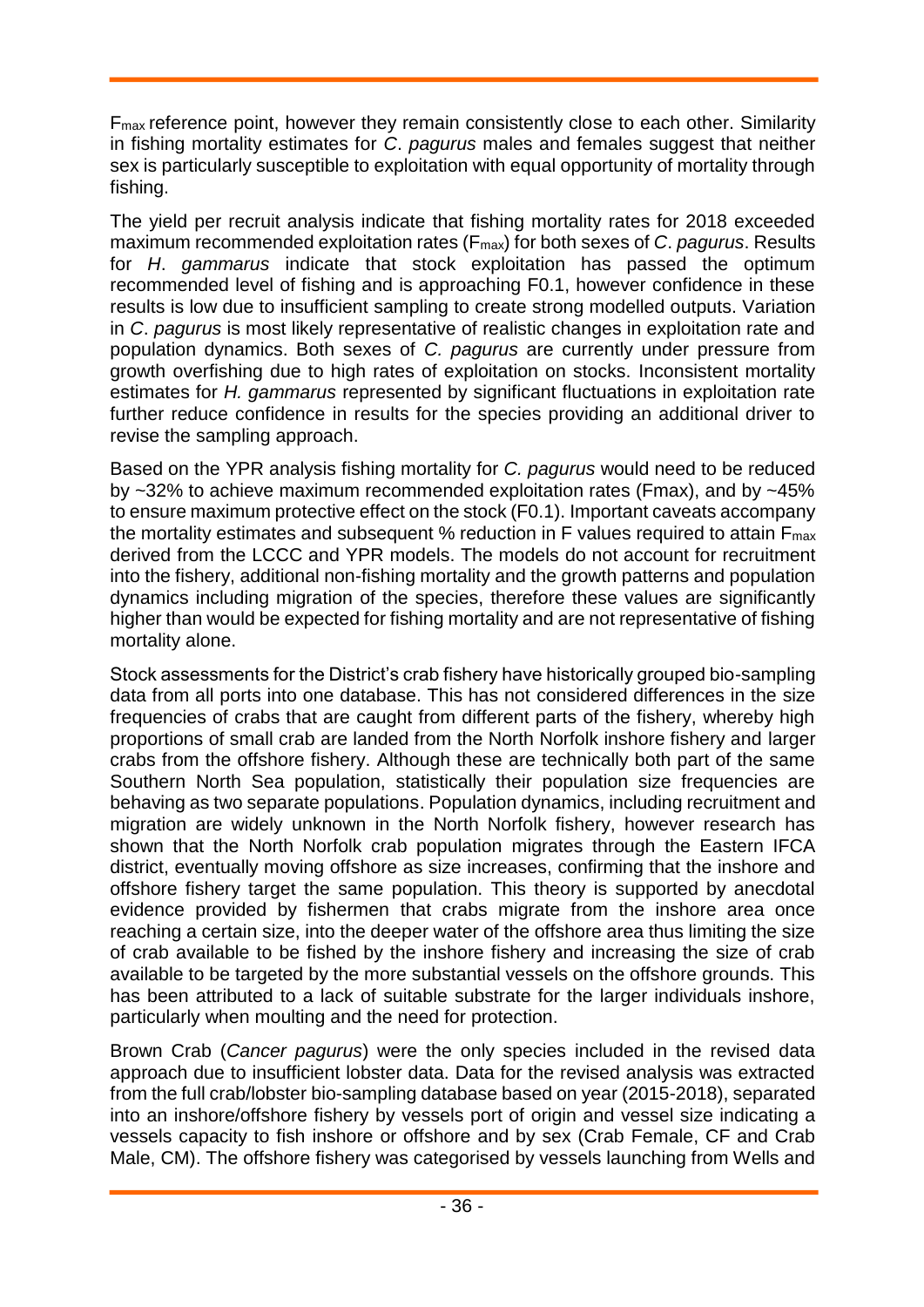$F_{max}$ reference point, however they remain consistently close to each other. Similarity in fishing mortality estimates for *C. pagurus* males and females suggest that neither sex is particularly susceptible to exploitation with equal opportunity of mortality through fishing.

The yield per recruit analysis indicate that fishing mortality rates for 2018 exceeded maximum recommended exploitation rates ($F_{max}$) for both sexes of *C. pagurus*. Results for *H. gammarus* indicate that stock exploitation has passed the optimum recommended level of fishing and is approaching F0.1, however confidence in these results is low due to insufficient sampling to create strong modelled outputs. Variation in *C. pagurus* is most likely representative of realistic changes in exploitation rate and population dynamics. Both sexes of *C. pagurus* are currently under pressure from growth overfishing due to high rates of exploitation on stocks. Inconsistent mortality estimates for *H. gammarus* represented by significant fluctuations in exploitation rate further reduce confidence in results for the species providing an additional driver to revise the sampling approach.

Based on the YPR analysis fishing mortality for *C. pagurus* would need to be reduced by ~32% to achieve maximum recommended exploitation rates (Fmax), and by ~45% to ensure maximum protective effect on the stock (F0.1). Important caveats accompany the mortality estimates and subsequent % reduction in F values required to attain $F_{max}$ derived from the LCCC and YPR models. The models do not account for recruitment into the fishery, additional non-fishing mortality and the growth patterns and population dynamics including migration of the species, therefore these values are significantly higher than would be expected for fishing mortality and are not representative of fishing mortality alone.

Stock assessments for the District's crab fishery have historically grouped bio-sampling data from all ports into one database. This has not considered differences in the size frequencies of crabs that are caught from different parts of the fishery, whereby high proportions of small crab are landed from the North Norfolk inshore fishery and larger crabs from the offshore fishery. Although these are technically both part of the same Southern North Sea population, statistically their population size frequencies are behaving as two separate populations. Population dynamics, including recruitment and migration are widely unknown in the North Norfolk fishery, however research has shown that the North Norfolk crab population migrates through the Eastern IFCA district, eventually moving offshore as size increases, confirming that the inshore and offshore fishery target the same population. This theory is supported by anecdotal evidence provided by fishermen that crabs migrate from the inshore area once reaching a certain size, into the deeper water of the offshore area thus limiting the size of crab available to be fished by the inshore fishery and increasing the size of crab available to be targeted by the more substantial vessels on the offshore grounds. This has been attributed to a lack of suitable substrate for the larger individuals inshore, particularly when moulting and the need for protection.

Brown Crab (*Cancer pagurus*) were the only species included in the revised data approach due to insufficient lobster data. Data for the revised analysis was extracted from the full crab/lobster bio-sampling database based on year (2015-2018), separated into an inshore/offshore fishery by vessels port of origin and vessel size indicating a vessels capacity to fish inshore or offshore and by sex (Crab Female, CF and Crab Male, CM). The offshore fishery was categorised by vessels launching from Wells and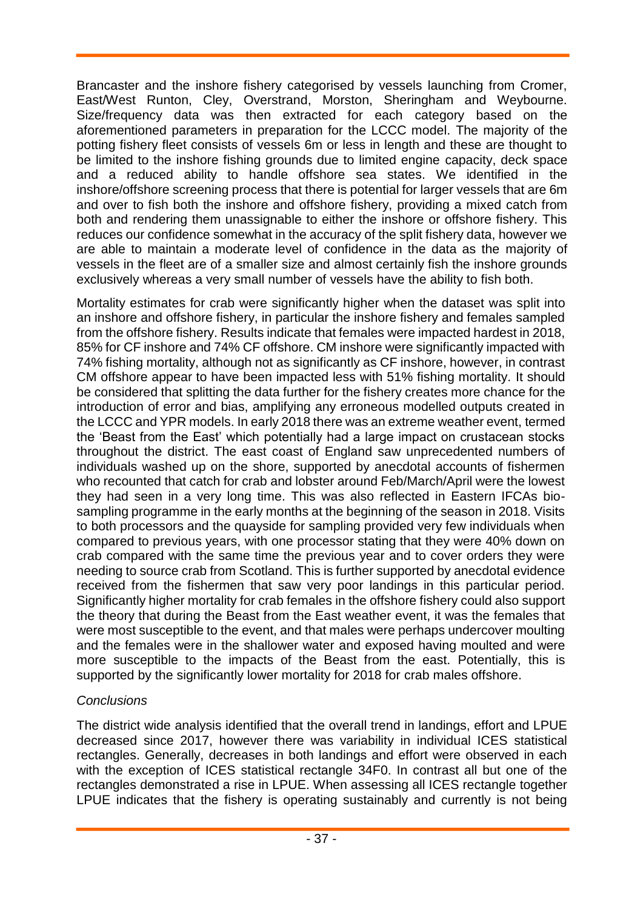Brancaster and the inshore fishery categorised by vessels launching from Cromer, East/West Runton, Cley, Overstrand, Morston, Sheringham and Weybourne. Size/frequency data was then extracted for each category based on the aforementioned parameters in preparation for the LCCC model. The majority of the potting fishery fleet consists of vessels 6m or less in length and these are thought to be limited to the inshore fishing grounds due to limited engine capacity, deck space and a reduced ability to handle offshore sea states. We identified in the inshore/offshore screening process that there is potential for larger vessels that are 6m and over to fish both the inshore and offshore fishery, providing a mixed catch from both and rendering them unassignable to either the inshore or offshore fishery. This reduces our confidence somewhat in the accuracy of the split fishery data, however we are able to maintain a moderate level of confidence in the data as the majority of vessels in the fleet are of a smaller size and almost certainly fish the inshore grounds exclusively whereas a very small number of vessels have the ability to fish both.

Mortality estimates for crab were significantly higher when the dataset was split into an inshore and offshore fishery, in particular the inshore fishery and females sampled from the offshore fishery. Results indicate that females were impacted hardest in 2018, 85% for CF inshore and 74% CF offshore. CM inshore were significantly impacted with 74% fishing mortality, although not as significantly as CF inshore, however, in contrast CM offshore appear to have been impacted less with 51% fishing mortality. It should be considered that splitting the data further for the fishery creates more chance for the introduction of error and bias, amplifying any erroneous modelled outputs created in the LCCC and YPR models. In early 2018 there was an extreme weather event, termed the 'Beast from the East' which potentially had a large impact on crustacean stocks throughout the district. The east coast of England saw unprecedented numbers of individuals washed up on the shore, supported by anecdotal accounts of fishermen who recounted that catch for crab and lobster around Feb/March/April were the lowest they had seen in a very long time. This was also reflected in Eastern IFCAs bio-sampling programme in the early months at the beginning of the season in 2018. Visits to both processors and the quayside for sampling provided very few individuals when compared to previous years, with one processor stating that they were 40% down on crab compared with the same time the previous year and to cover orders they were needing to source crab from Scotland. This is further supported by anecdotal evidence received from the fishermen that saw very poor landings in this particular period. Significantly higher mortality for crab females in the offshore fishery could also support the theory that during the Beast from the East weather event, it was the females that were most susceptible to the event, and that males were perhaps undercover moulting and the females were in the shallower water and exposed having moulted and were more susceptible to the impacts of the Beast from the east. Potentially, this is supported by the significantly lower mortality for 2018 for crab males offshore.

*Conclusions*

The district wide analysis identified that the overall trend in landings, effort and LPUE decreased since 2017, however there was variability in individual ICES statistical rectangles. Generally, decreases in both landings and effort were observed in each with the exception of ICES statistical rectangle 34F0. In contrast all but one of the rectangles demonstrated a rise in LPUE. When assessing all ICES rectangle together LPUE indicates that the fishery is operating sustainably and currently is not being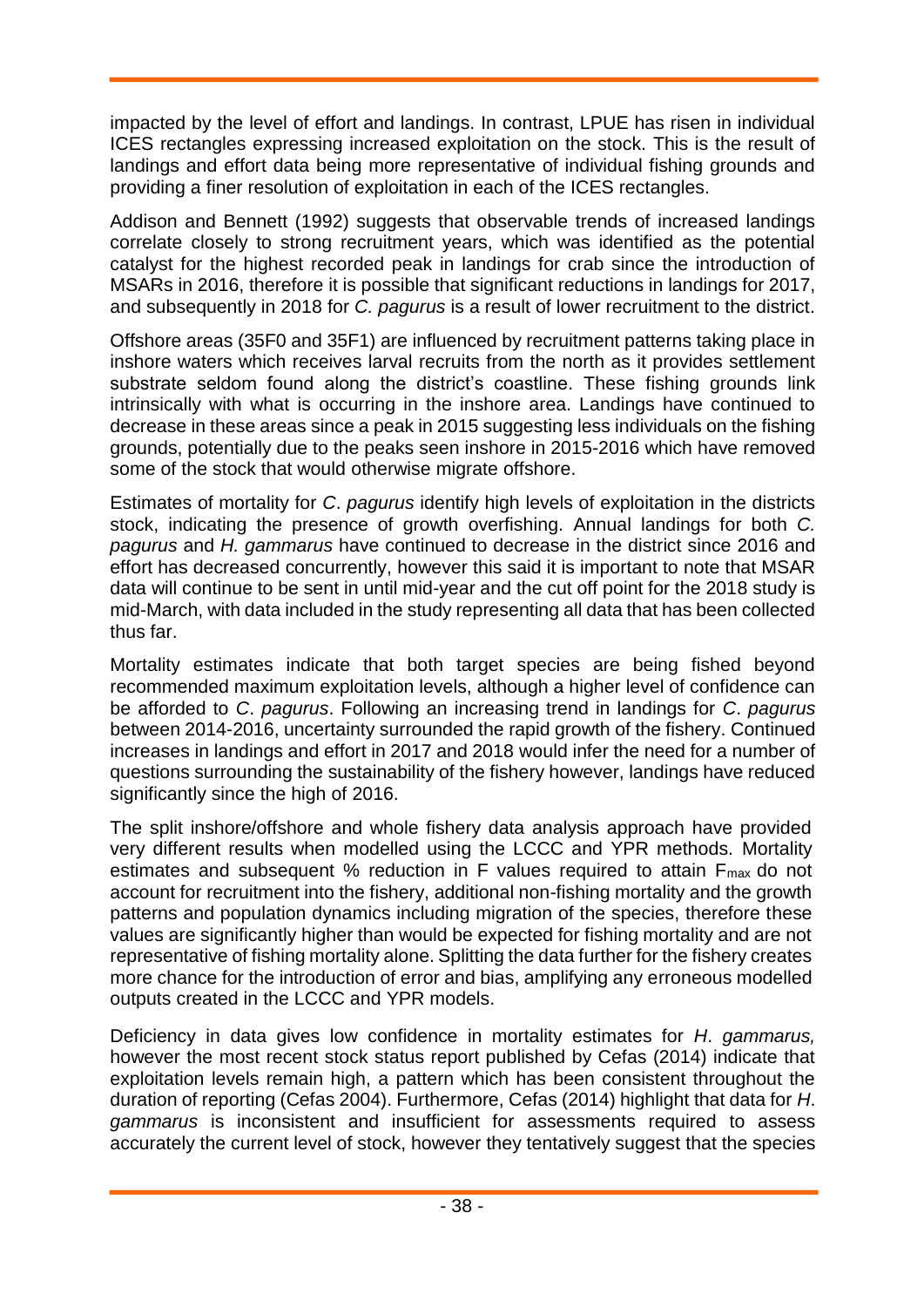impacted by the level of effort and landings. In contrast, LPUE has risen in individual ICES rectangles expressing increased exploitation on the stock. This is the result of landings and effort data being more representative of individual fishing grounds and providing a finer resolution of exploitation in each of the ICES rectangles.

Addison and Bennett (1992) suggests that observable trends of increased landings correlate closely to strong recruitment years, which was identified as the potential catalyst for the highest recorded peak in landings for crab since the introduction of MSARs in 2016, therefore it is possible that significant reductions in landings for 2017, and subsequently in 2018 for *C. pagurus* is a result of lower recruitment to the district.

Offshore areas (35F0 and 35F1) are influenced by recruitment patterns taking place in inshore waters which receives larval recruits from the north as it provides settlement substrate seldom found along the district's coastline. These fishing grounds link intrinsically with what is occurring in the inshore area. Landings have continued to decrease in these areas since a peak in 2015 suggesting less individuals on the fishing grounds, potentially due to the peaks seen inshore in 2015-2016 which have removed some of the stock that would otherwise migrate offshore.

Estimates of mortality for *C*. *pagurus* identify high levels of exploitation in the districts stock, indicating the presence of growth overfishing. Annual landings for both *C. pagurus* and *H. gammarus* have continued to decrease in the district since 2016 and effort has decreased concurrently, however this said it is important to note that MSAR data will continue to be sent in until mid-year and the cut off point for the 2018 study is mid-March, with data included in the study representing all data that has been collected thus far.

Mortality estimates indicate that both target species are being fished beyond recommended maximum exploitation levels, although a higher level of confidence can be afforded to *C*. *pagurus*. Following an increasing trend in landings for *C*. *pagurus* between 2014-2016, uncertainty surrounded the rapid growth of the fishery. Continued increases in landings and effort in 2017 and 2018 would infer the need for a number of questions surrounding the sustainability of the fishery however, landings have reduced significantly since the high of 2016.

The split inshore/offshore and whole fishery data analysis approach have provided very different results when modelled using the LCCC and YPR methods. Mortality estimates and subsequent % reduction in F values required to attain $F_{max}$ do not account for recruitment into the fishery, additional non-fishing mortality and the growth patterns and population dynamics including migration of the species, therefore these values are significantly higher than would be expected for fishing mortality and are not representative of fishing mortality alone. Splitting the data further for the fishery creates more chance for the introduction of error and bias, amplifying any erroneous modelled outputs created in the LCCC and YPR models.

Deficiency in data gives low confidence in mortality estimates for *H*. *gammarus,* however the most recent stock status report published by Cefas (2014) indicate that exploitation levels remain high, a pattern which has been consistent throughout the duration of reporting (Cefas 2004). Furthermore, Cefas (2014) highlight that data for *H*. *gammarus* is inconsistent and insufficient for assessments required to assess accurately the current level of stock, however they tentatively suggest that the species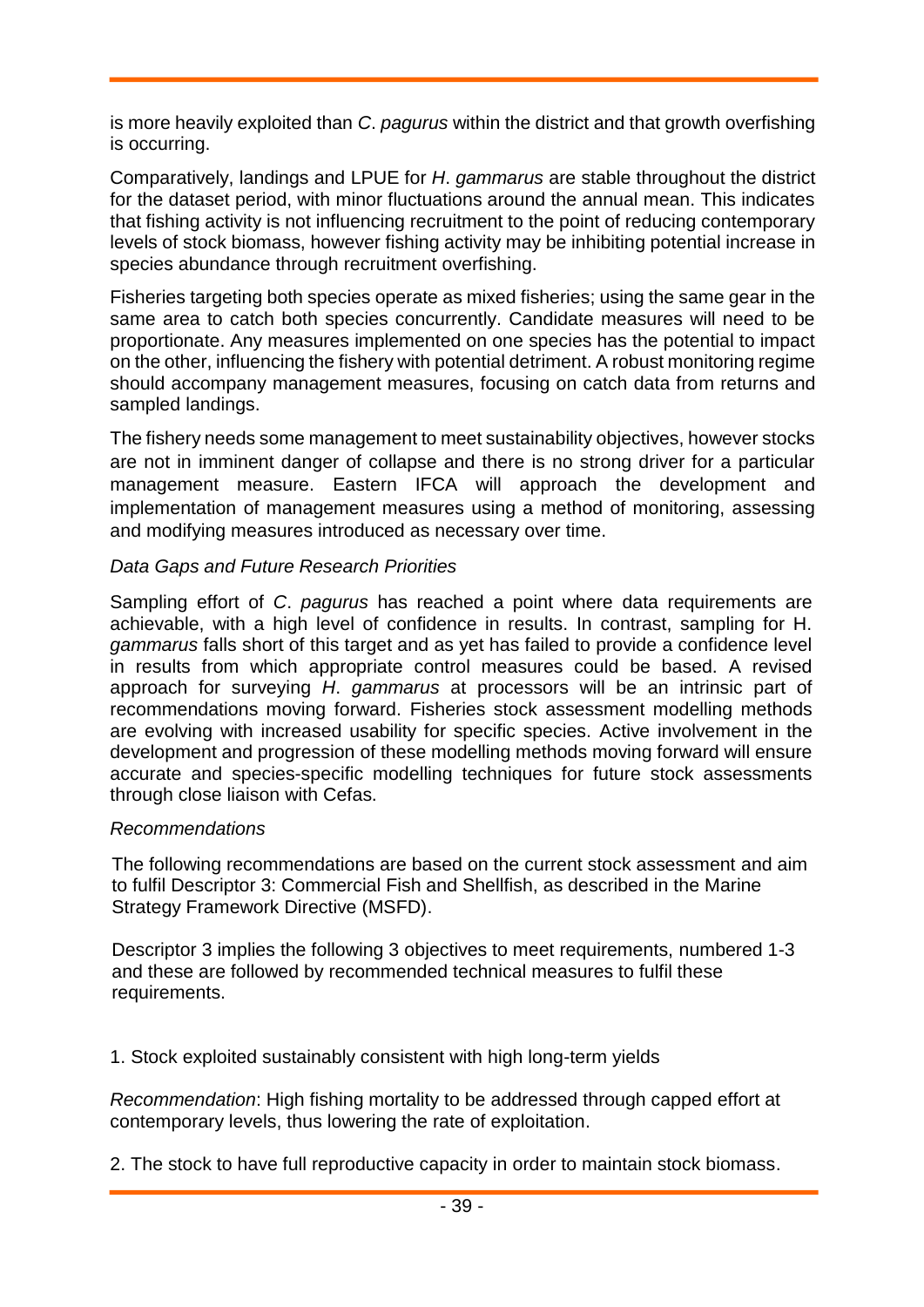is more heavily exploited than *C*. *pagurus* within the district and that growth overfishing is occurring.

Comparatively, landings and LPUE for *H*. *gammarus* are stable throughout the district for the dataset period, with minor fluctuations around the annual mean. This indicates that fishing activity is not influencing recruitment to the point of reducing contemporary levels of stock biomass, however fishing activity may be inhibiting potential increase in species abundance through recruitment overfishing.

Fisheries targeting both species operate as mixed fisheries; using the same gear in the same area to catch both species concurrently. Candidate measures will need to be proportionate. Any measures implemented on one species has the potential to impact on the other, influencing the fishery with potential detriment. A robust monitoring regime should accompany management measures, focusing on catch data from returns and sampled landings.

The fishery needs some management to meet sustainability objectives, however stocks are not in imminent danger of collapse and there is no strong driver for a particular management measure. Eastern IFCA will approach the development and implementation of management measures using a method of monitoring, assessing and modifying measures introduced as necessary over time.

*Data Gaps and Future Research Priorities*

Sampling effort of *C*. *pagurus* has reached a point where data requirements are achievable, with a high level of confidence in results. In contrast, sampling for H. *gammarus* falls short of this target and as yet has failed to provide a confidence level in results from which appropriate control measures could be based. A revised approach for surveying *H*. *gammarus* at processors will be an intrinsic part of recommendations moving forward. Fisheries stock assessment modelling methods are evolving with increased usability for specific species. Active involvement in the development and progression of these modelling methods moving forward will ensure accurate and species-specific modelling techniques for future stock assessments through close liaison with Cefas.

*Recommendations*

The following recommendations are based on the current stock assessment and aim to fulfil Descriptor 3: Commercial Fish and Shellfish, as described in the Marine Strategy Framework Directive (MSFD).

Descriptor 3 implies the following 3 objectives to meet requirements, numbered 1-3 and these are followed by recommended technical measures to fulfil these requirements.

1. Stock exploited sustainably consistent with high long-term yields

*Recommendation*: High fishing mortality to be addressed through capped effort at contemporary levels, thus lowering the rate of exploitation.

2. The stock to have full reproductive capacity in order to maintain stock biomass.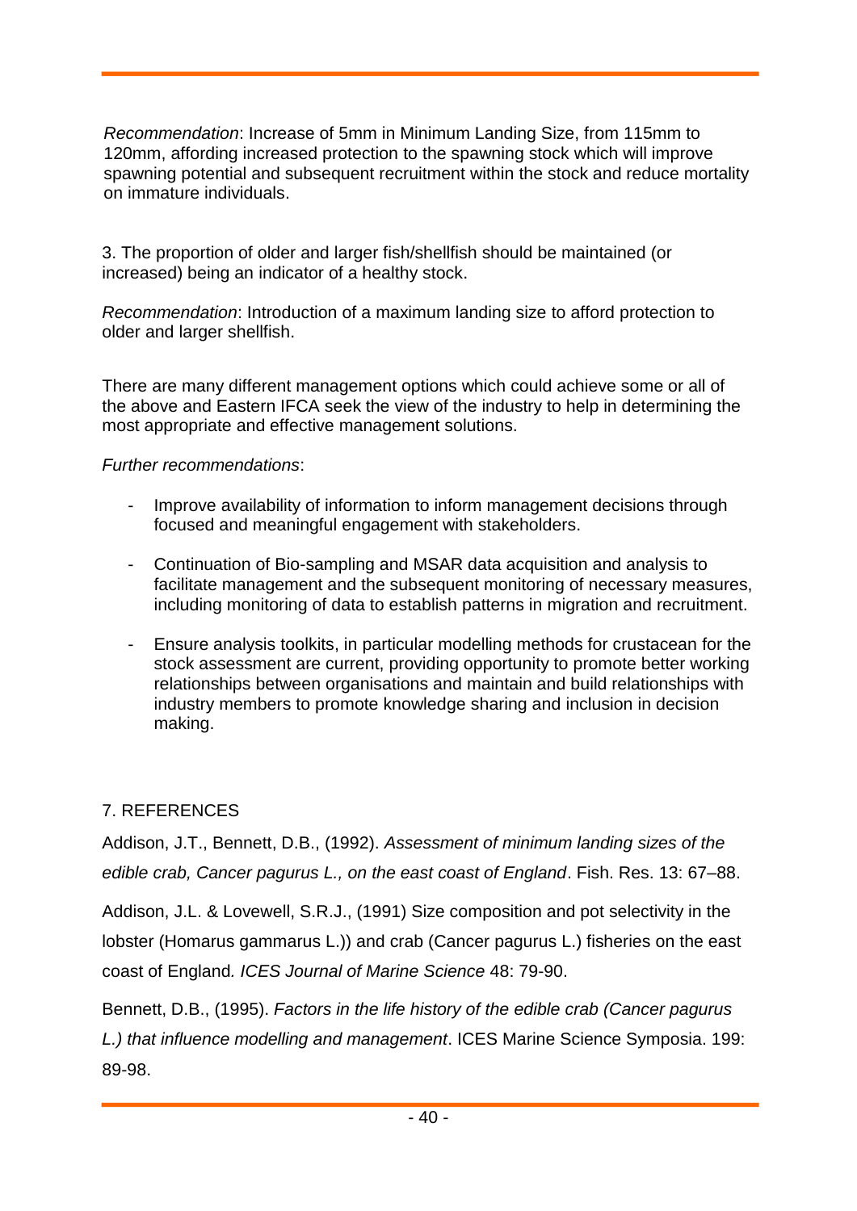*Recommendation*: Increase of 5mm in Minimum Landing Size, from 115mm to 120mm, affording increased protection to the spawning stock which will improve spawning potential and subsequent recruitment within the stock and reduce mortality on immature individuals.

3. The proportion of older and larger fish/shellfish should be maintained (or increased) being an indicator of a healthy stock.

*Recommendation*: Introduction of a maximum landing size to afford protection to older and larger shellfish.

There are many different management options which could achieve some or all of the above and Eastern IFCA seek the view of the industry to help in determining the most appropriate and effective management solutions.

*Further recommendations*:

- Improve availability of information to inform management decisions through focused and meaningful engagement with stakeholders.
- Continuation of Bio-sampling and MSAR data acquisition and analysis to facilitate management and the subsequent monitoring of necessary measures, including monitoring of data to establish patterns in migration and recruitment.
- Ensure analysis toolkits, in particular modelling methods for crustacean for the stock assessment are current, providing opportunity to promote better working relationships between organisations and maintain and build relationships with industry members to promote knowledge sharing and inclusion in decision making.

## 7. REFERENCES

Addison, J.T., Bennett, D.B., (1992). *Assessment of minimum landing sizes of the edible crab, Cancer pagurus L., on the east coast of England*. Fish. Res. 13: 67–88.

Addison, J.L. & Lovewell, S.R.J., (1991) Size composition and pot selectivity in the lobster (Homarus gammarus L.)) and crab (Cancer pagurus L.) fisheries on the east coast of England*. ICES Journal of Marine Science* 48: 79-90.

Bennett, D.B., (1995). *Factors in the life history of the edible crab (Cancer pagurus L.) that influence modelling and management*. ICES Marine Science Symposia. 199: 89-98.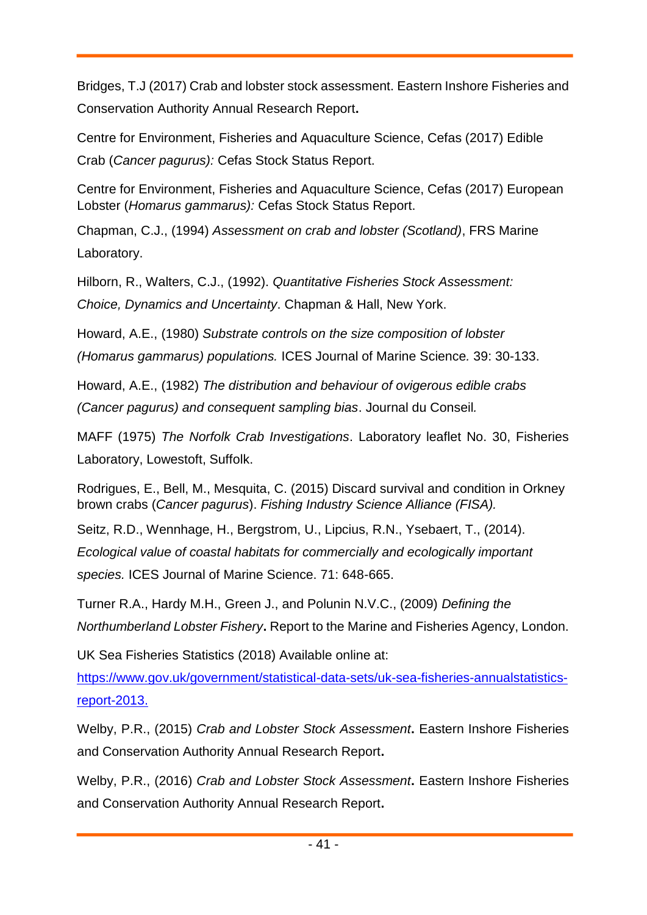Bridges, T.J (2017) Crab and lobster stock assessment. Eastern Inshore Fisheries and Conservation Authority Annual Research Report**.**

Centre for Environment, Fisheries and Aquaculture Science, Cefas (2017) Edible Crab (*Cancer pagurus):* Cefas Stock Status Report.

Centre for Environment, Fisheries and Aquaculture Science, Cefas (2017) European Lobster (*Homarus gammarus):* Cefas Stock Status Report.

Chapman, C.J., (1994) *Assessment on crab and lobster (Scotland)*, FRS Marine Laboratory.

Hilborn, R., Walters, C.J., (1992). *Quantitative Fisheries Stock Assessment: Choice, Dynamics and Uncertainty*. Chapman & Hall, New York.

Howard, A.E., (1980) *Substrate controls on the size composition of lobster (Homarus gammarus) populations.* ICES Journal of Marine Science*.* 39: 30-133.

Howard, A.E., (1982) *The distribution and behaviour of ovigerous edible crabs (Cancer pagurus) and consequent sampling bias*. Journal du Conseil*.*

MAFF (1975) *The Norfolk Crab Investigations*. Laboratory leaflet No. 30, Fisheries Laboratory, Lowestoft, Suffolk.

Rodrigues, E., Bell, M., Mesquita, C. (2015) Discard survival and condition in Orkney brown crabs (*Cancer pagurus*). *Fishing Industry Science Alliance (FISA).*

Seitz, R.D., Wennhage, H., Bergstrom, U., Lipcius, R.N., Ysebaert, T., (2014). *Ecological value of coastal habitats for commercially and ecologically important species.* ICES Journal of Marine Science. 71: 648-665.

Turner R.A., Hardy M.H., Green J., and Polunin N.V.C., (2009) *Defining the Northumberland Lobster Fishery***.** Report to the Marine and Fisheries Agency, London.

UK Sea Fisheries Statistics (2018) Available online at: [https://www.gov.uk/government/statistical-data-sets/uk-sea-fisheries-annualstatistics-report-2013.](https://www.gov.uk/government/statistical-data-sets/uk-sea-fisheries-annualstatistics-report-2013.)

Welby, P.R., (2015) *Crab and Lobster Stock Assessment***.** Eastern Inshore Fisheries and Conservation Authority Annual Research Report**.**

Welby, P.R., (2016) *Crab and Lobster Stock Assessment***.** Eastern Inshore Fisheries and Conservation Authority Annual Research Report**.**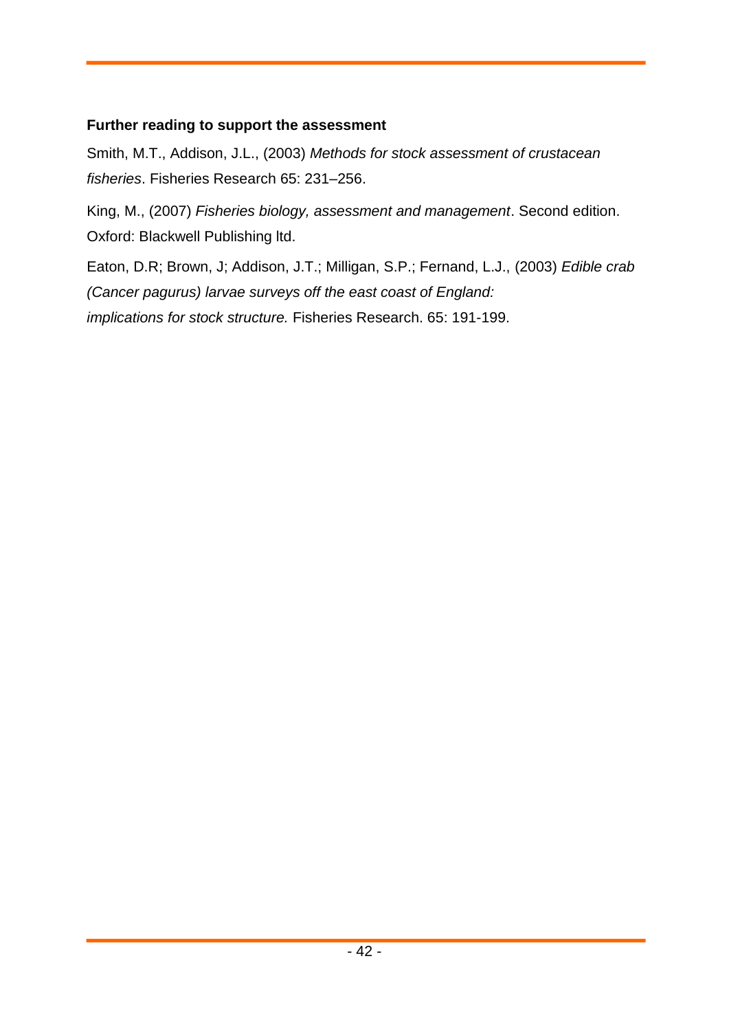**Further reading to support the assessment**

Smith, M.T., Addison, J.L., (2003) *Methods for stock assessment of crustacean fisheries*. Fisheries Research 65: 231–256.

King, M., (2007) *Fisheries biology, assessment and management*. Second edition. Oxford: Blackwell Publishing ltd.

Eaton, D.R; Brown, J; Addison, J.T.; Milligan, S.P.; Fernand, L.J., (2003) *Edible crab (Cancer pagurus) larvae surveys off the east coast of England: implications for stock structure.* Fisheries Research. 65: 191-199.